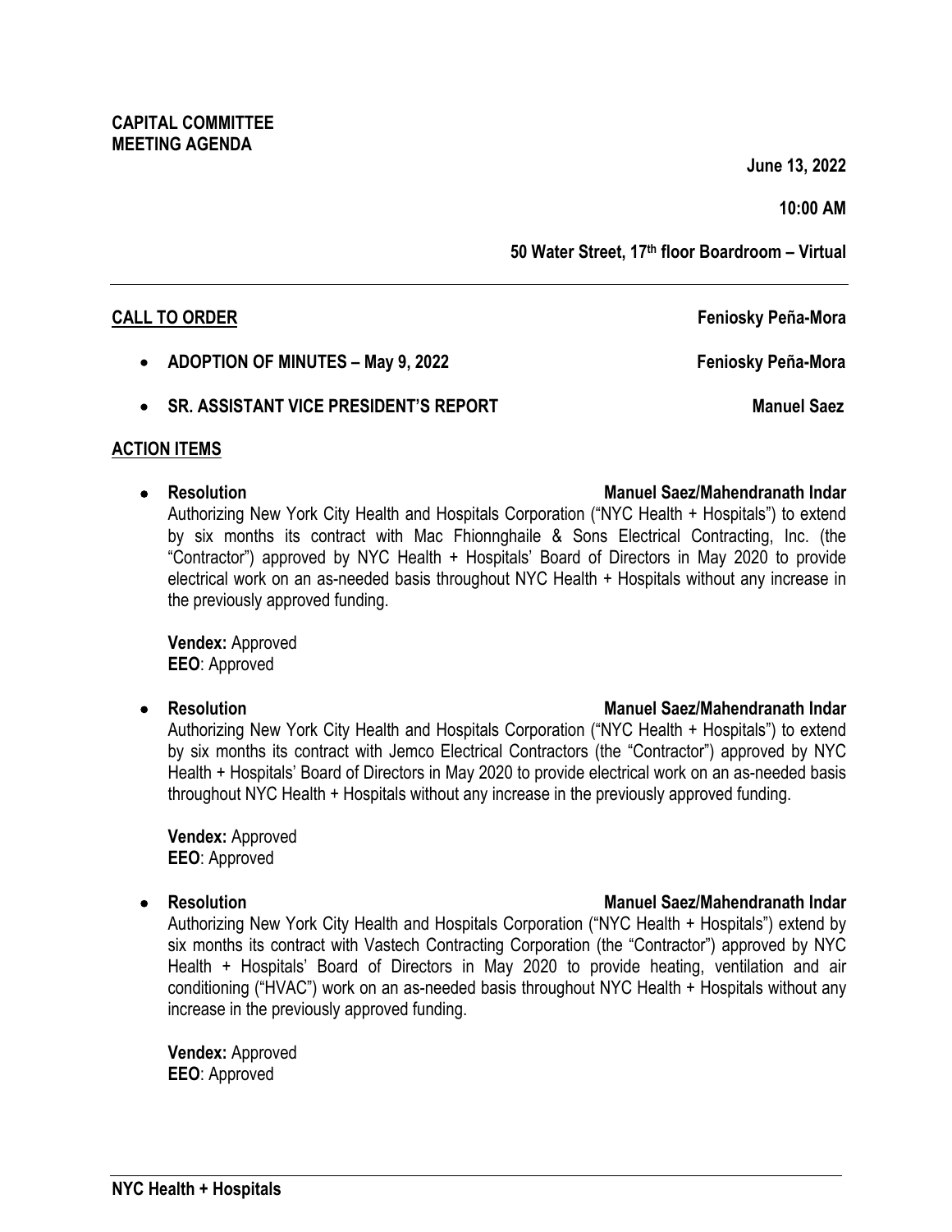**CAPITAL COMMITTEE**
**MEETING AGENDA**

**June 13, 2022**

**10:00 AM**

**50 Water Street, 17th floor Boardroom – Virtual**

---

**CALL TO ORDER** **Feniosky Peña-Mora**

- **ADOPTION OF MINUTES – May 9, 2022** **Feniosky Peña-Mora**
- **SR. ASSISTANT VICE PRESIDENT'S REPORT** **Manuel Saez**

**ACTION ITEMS**

- **Resolution** **Manuel Saez/Mahendranath Indar**

  Authorizing New York City Health and Hospitals Corporation ("NYC Health + Hospitals") to extend by six months its contract with Mac Fhionnghaile & Sons Electrical Contracting, Inc. (the "Contractor") approved by NYC Health + Hospitals' Board of Directors in May 2020 to provide electrical work on an as-needed basis throughout NYC Health + Hospitals without any increase in the previously approved funding.

  **Vendex:** Approved
  **EEO**: Approved

- **Resolution** **Manuel Saez/Mahendranath Indar**

  Authorizing New York City Health and Hospitals Corporation ("NYC Health + Hospitals") to extend by six months its contract with Jemco Electrical Contractors (the "Contractor") approved by NYC Health + Hospitals' Board of Directors in May 2020 to provide electrical work on an as-needed basis throughout NYC Health + Hospitals without any increase in the previously approved funding.

  **Vendex:** Approved
  **EEO**: Approved

- **Resolution** **Manuel Saez/Mahendranath Indar**

  Authorizing New York City Health and Hospitals Corporation ("NYC Health + Hospitals") extend by six months its contract with Vastech Contracting Corporation (the "Contractor") approved by NYC Health + Hospitals' Board of Directors in May 2020 to provide heating, ventilation and air conditioning ("HVAC") work on an as-needed basis throughout NYC Health + Hospitals without any increase in the previously approved funding.

  **Vendex:** Approved
  **EEO**: Approved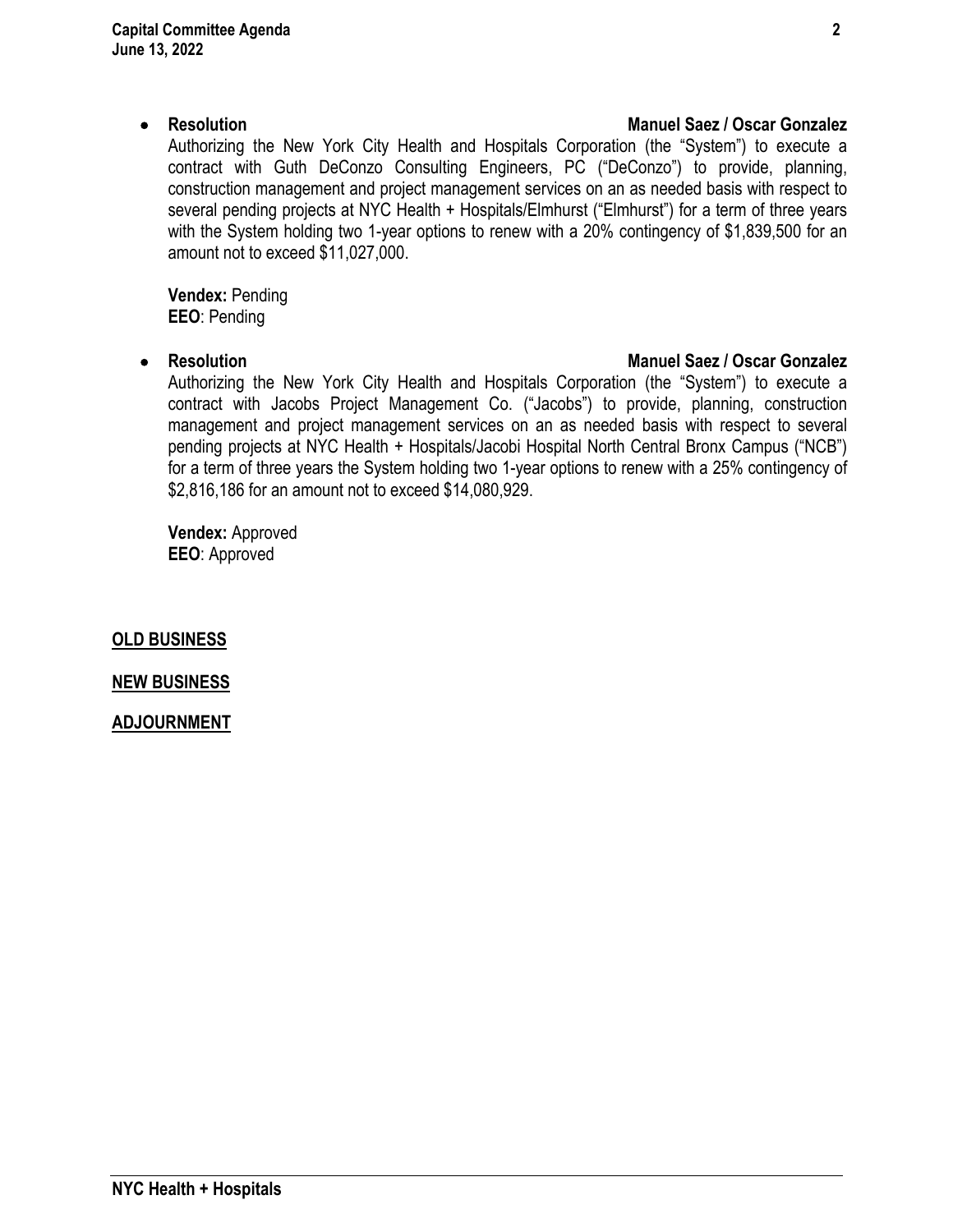- **Resolution** **Manuel Saez / Oscar Gonzalez**

  Authorizing the New York City Health and Hospitals Corporation (the "System") to execute a contract with Guth DeConzo Consulting Engineers, PC ("DeConzo") to provide, planning, construction management and project management services on an as needed basis with respect to several pending projects at NYC Health + Hospitals/Elmhurst ("Elmhurst") for a term of three years with the System holding two 1-year options to renew with a 20% contingency of $1,839,500 for an amount not to exceed $11,027,000.

  **Vendex:** Pending
  **EEO**: Pending

- **Resolution** **Manuel Saez / Oscar Gonzalez**

  Authorizing the New York City Health and Hospitals Corporation (the "System") to execute a contract with Jacobs Project Management Co. ("Jacobs") to provide, planning, construction management and project management services on an as needed basis with respect to several pending projects at NYC Health + Hospitals/Jacobi Hospital North Central Bronx Campus ("NCB") for a term of three years the System holding two 1-year options to renew with a 25% contingency of $2,816,186 for an amount not to exceed $14,080,929.

  **Vendex:** Approved
  **EEO**: Approved

**OLD BUSINESS**

**NEW BUSINESS**

**ADJOURNMENT**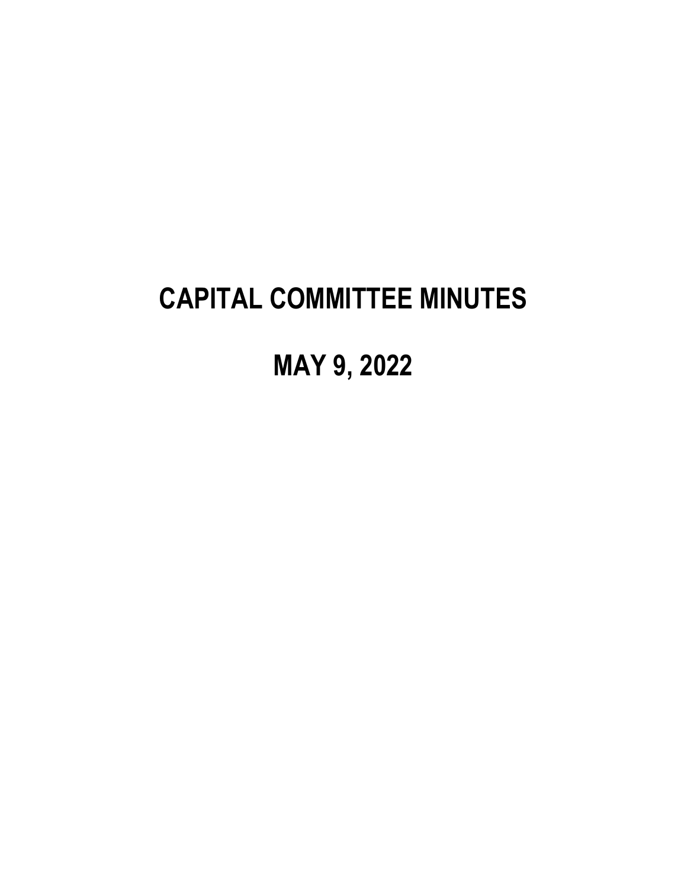# CAPITAL COMMITTEE MINUTES

# MAY 9, 2022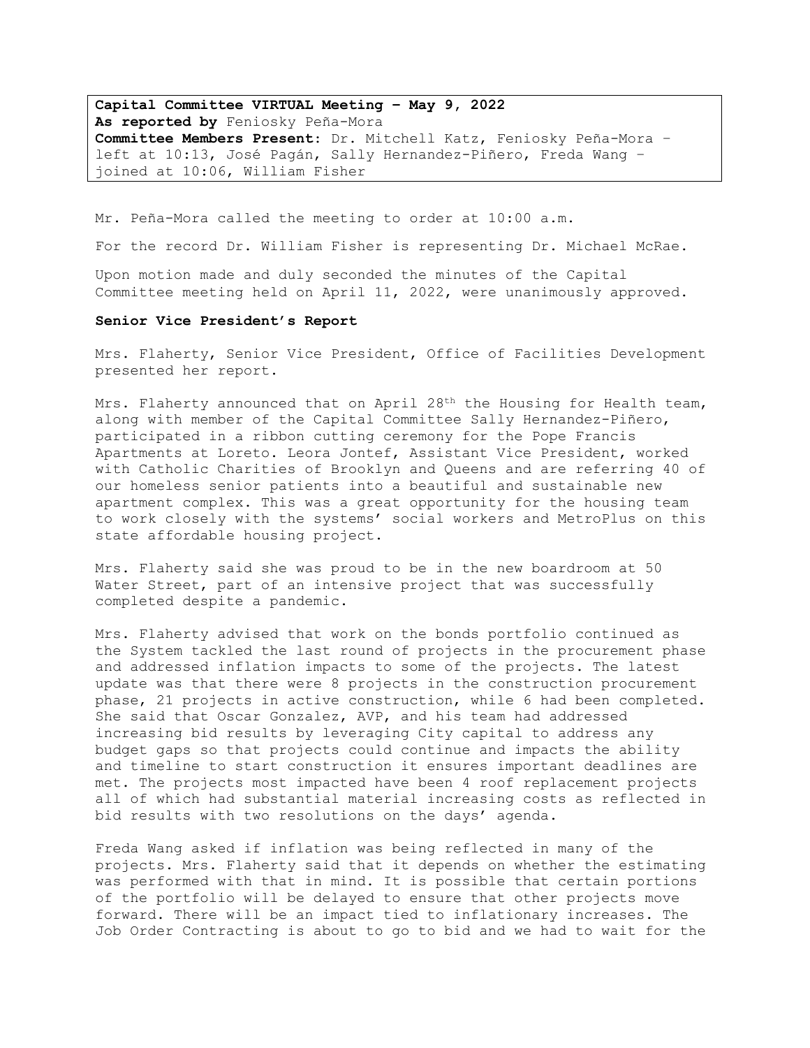**Capital Committee VIRTUAL Meeting – May 9, 2022**
**As reported by** Feniosky Peña-Mora
**Committee Members Present**: Dr. Mitchell Katz, Feniosky Peña-Mora – left at 10:13, José Pagán, Sally Hernandez-Piñero, Freda Wang – joined at 10:06, William Fisher

Mr. Peña-Mora called the meeting to order at 10:00 a.m.

For the record Dr. William Fisher is representing Dr. Michael McRae.

Upon motion made and duly seconded the minutes of the Capital Committee meeting held on April 11, 2022, were unanimously approved.

**Senior Vice President's Report**

Mrs. Flaherty, Senior Vice President, Office of Facilities Development presented her report.

Mrs. Flaherty announced that on April 28th the Housing for Health team, along with member of the Capital Committee Sally Hernandez-Piñero, participated in a ribbon cutting ceremony for the Pope Francis Apartments at Loreto. Leora Jontef, Assistant Vice President, worked with Catholic Charities of Brooklyn and Queens and are referring 40 of our homeless senior patients into a beautiful and sustainable new apartment complex. This was a great opportunity for the housing team to work closely with the systems' social workers and MetroPlus on this state affordable housing project.

Mrs. Flaherty said she was proud to be in the new boardroom at 50 Water Street, part of an intensive project that was successfully completed despite a pandemic.

Mrs. Flaherty advised that work on the bonds portfolio continued as the System tackled the last round of projects in the procurement phase and addressed inflation impacts to some of the projects. The latest update was that there were 8 projects in the construction procurement phase, 21 projects in active construction, while 6 had been completed. She said that Oscar Gonzalez, AVP, and his team had addressed increasing bid results by leveraging City capital to address any budget gaps so that projects could continue and impacts the ability and timeline to start construction it ensures important deadlines are met. The projects most impacted have been 4 roof replacement projects all of which had substantial material increasing costs as reflected in bid results with two resolutions on the days' agenda.

Freda Wang asked if inflation was being reflected in many of the projects. Mrs. Flaherty said that it depends on whether the estimating was performed with that in mind. It is possible that certain portions of the portfolio will be delayed to ensure that other projects move forward. There will be an impact tied to inflationary increases. The Job Order Contracting is about to go to bid and we had to wait for the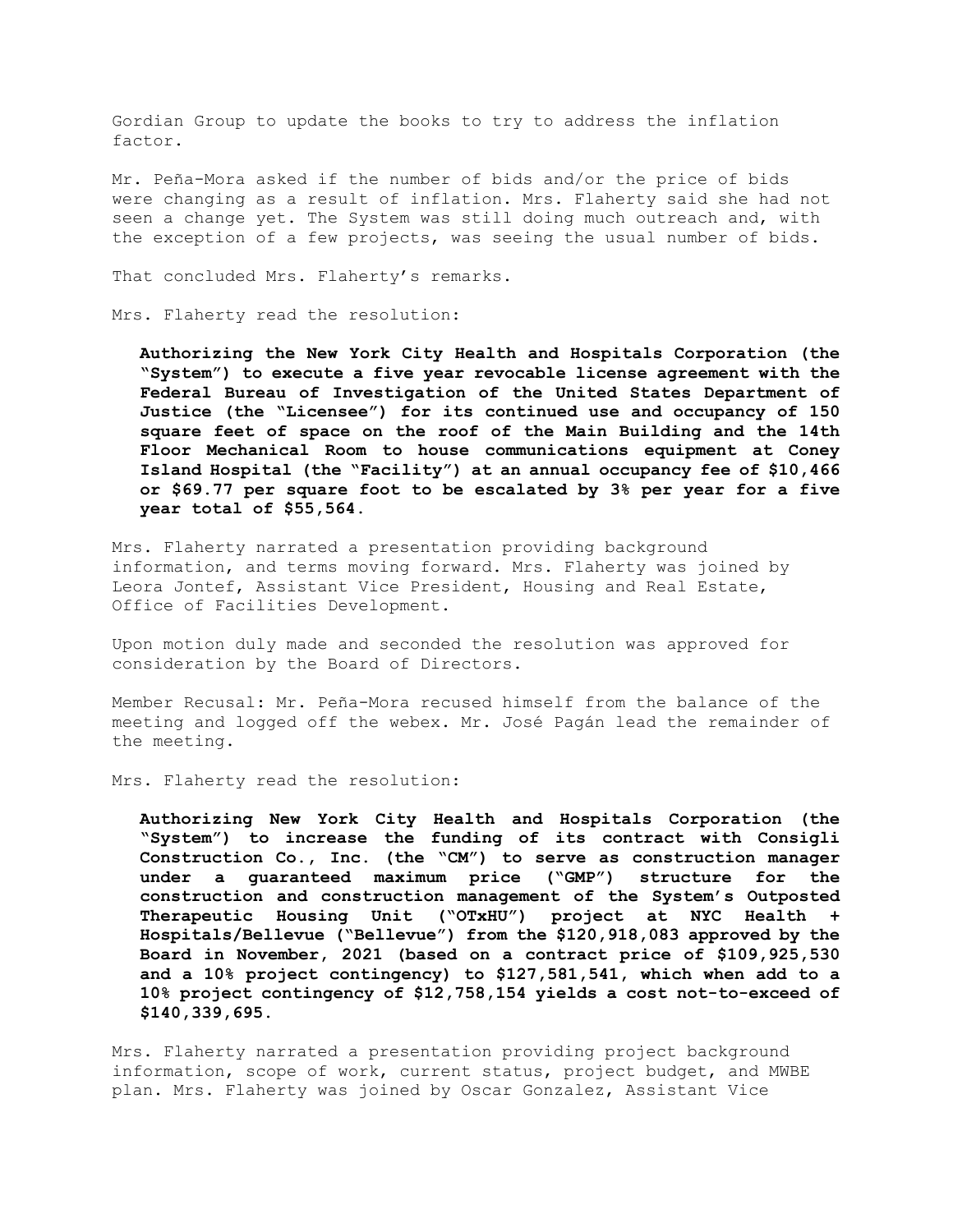Gordian Group to update the books to try to address the inflation factor.

Mr. Peña-Mora asked if the number of bids and/or the price of bids were changing as a result of inflation. Mrs. Flaherty said she had not seen a change yet. The System was still doing much outreach and, with the exception of a few projects, was seeing the usual number of bids.

That concluded Mrs. Flaherty's remarks.

Mrs. Flaherty read the resolution:

> **Authorizing the New York City Health and Hospitals Corporation (the "System") to execute a five year revocable license agreement with the Federal Bureau of Investigation of the United States Department of Justice (the "Licensee") for its continued use and occupancy of 150 square feet of space on the roof of the Main Building and the 14th Floor Mechanical Room to house communications equipment at Coney Island Hospital (the "Facility") at an annual occupancy fee of $10,466 or $69.77 per square foot to be escalated by 3% per year for a five year total of $55,564.**

Mrs. Flaherty narrated a presentation providing background information, and terms moving forward. Mrs. Flaherty was joined by Leora Jontef, Assistant Vice President, Housing and Real Estate, Office of Facilities Development.

Upon motion duly made and seconded the resolution was approved for consideration by the Board of Directors.

Member Recusal: Mr. Peña-Mora recused himself from the balance of the meeting and logged off the webex. Mr. José Pagán lead the remainder of the meeting.

Mrs. Flaherty read the resolution:

> **Authorizing New York City Health and Hospitals Corporation (the "System") to increase the funding of its contract with Consigli Construction Co., Inc. (the "CM") to serve as construction manager under a guaranteed maximum price ("GMP") structure for the construction and construction management of the System's Outposted Therapeutic Housing Unit ("OTxHU") project at NYC Health + Hospitals/Bellevue ("Bellevue") from the $120,918,083 approved by the Board in November, 2021 (based on a contract price of $109,925,530 and a 10% project contingency) to $127,581,541, which when add to a 10% project contingency of $12,758,154 yields a cost not-to-exceed of $140,339,695.**

Mrs. Flaherty narrated a presentation providing project background information, scope of work, current status, project budget, and MWBE plan. Mrs. Flaherty was joined by Oscar Gonzalez, Assistant Vice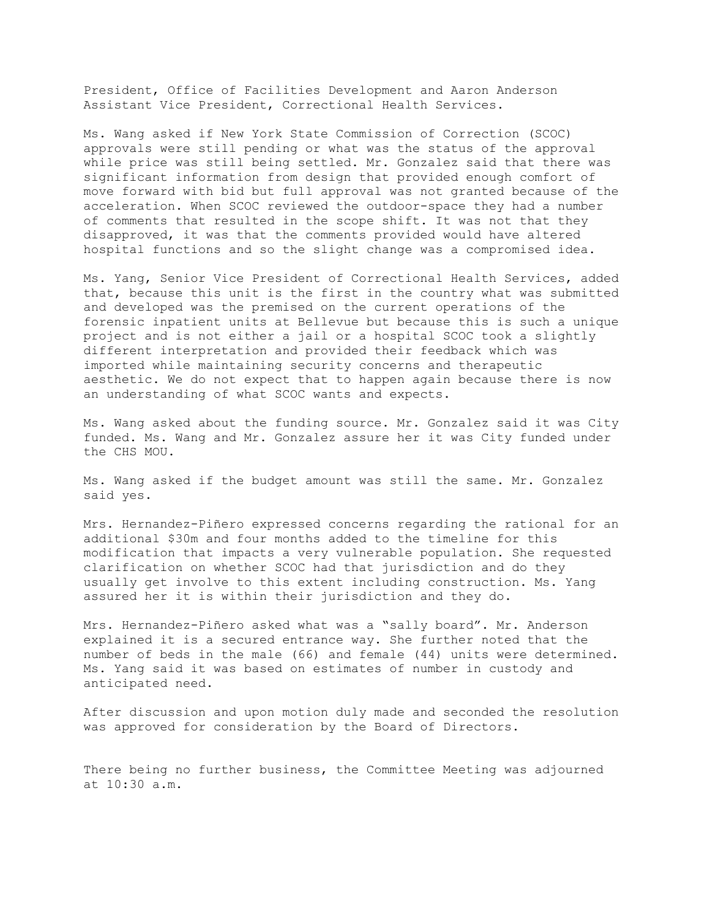President, Office of Facilities Development and Aaron Anderson Assistant Vice President, Correctional Health Services.

Ms. Wang asked if New York State Commission of Correction (SCOC) approvals were still pending or what was the status of the approval while price was still being settled. Mr. Gonzalez said that there was significant information from design that provided enough comfort of move forward with bid but full approval was not granted because of the acceleration. When SCOC reviewed the outdoor-space they had a number of comments that resulted in the scope shift. It was not that they disapproved, it was that the comments provided would have altered hospital functions and so the slight change was a compromised idea.

Ms. Yang, Senior Vice President of Correctional Health Services, added that, because this unit is the first in the country what was submitted and developed was the premised on the current operations of the forensic inpatient units at Bellevue but because this is such a unique project and is not either a jail or a hospital SCOC took a slightly different interpretation and provided their feedback which was imported while maintaining security concerns and therapeutic aesthetic. We do not expect that to happen again because there is now an understanding of what SCOC wants and expects.

Ms. Wang asked about the funding source. Mr. Gonzalez said it was City funded. Ms. Wang and Mr. Gonzalez assure her it was City funded under the CHS MOU.

Ms. Wang asked if the budget amount was still the same. Mr. Gonzalez said yes.

Mrs. Hernandez-Piñero expressed concerns regarding the rational for an additional $30m and four months added to the timeline for this modification that impacts a very vulnerable population. She requested clarification on whether SCOC had that jurisdiction and do they usually get involve to this extent including construction. Ms. Yang assured her it is within their jurisdiction and they do.

Mrs. Hernandez-Piñero asked what was a "sally board". Mr. Anderson explained it is a secured entrance way. She further noted that the number of beds in the male (66) and female (44) units were determined. Ms. Yang said it was based on estimates of number in custody and anticipated need.

After discussion and upon motion duly made and seconded the resolution was approved for consideration by the Board of Directors.

There being no further business, the Committee Meeting was adjourned at 10:30 a.m.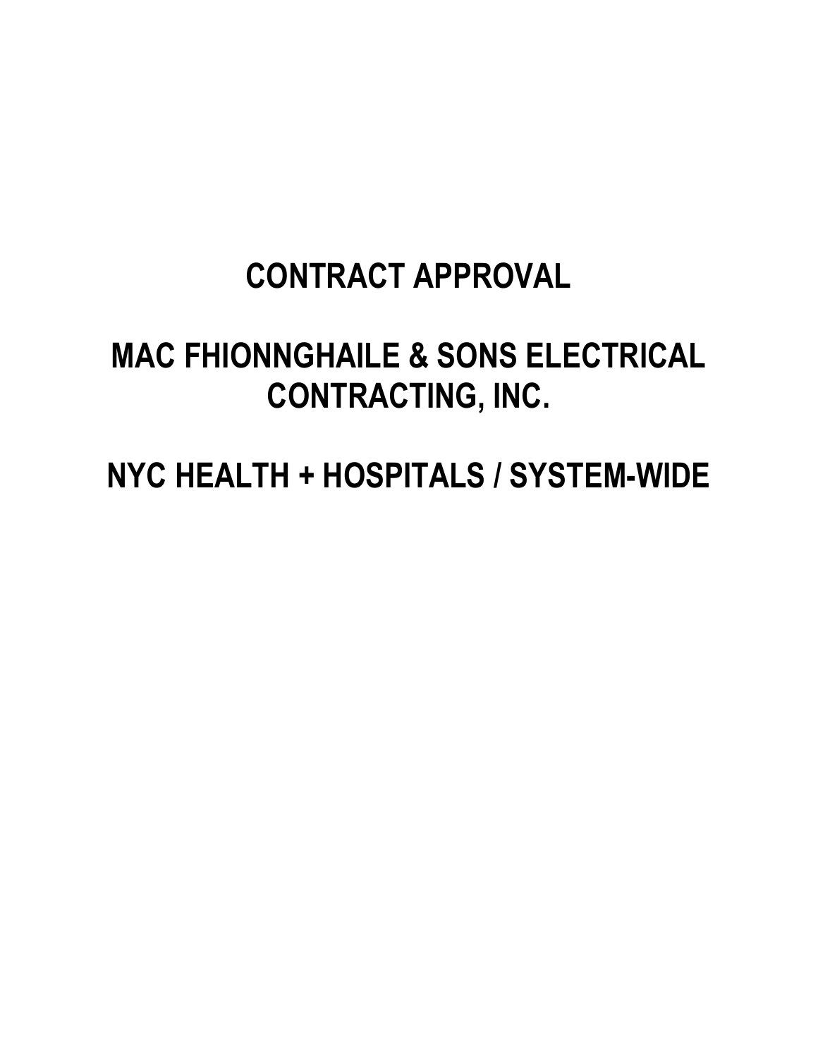# CONTRACT APPROVAL

# MAC FHIONNGHAILE & SONS ELECTRICAL CONTRACTING, INC.

# NYC HEALTH + HOSPITALS / SYSTEM-WIDE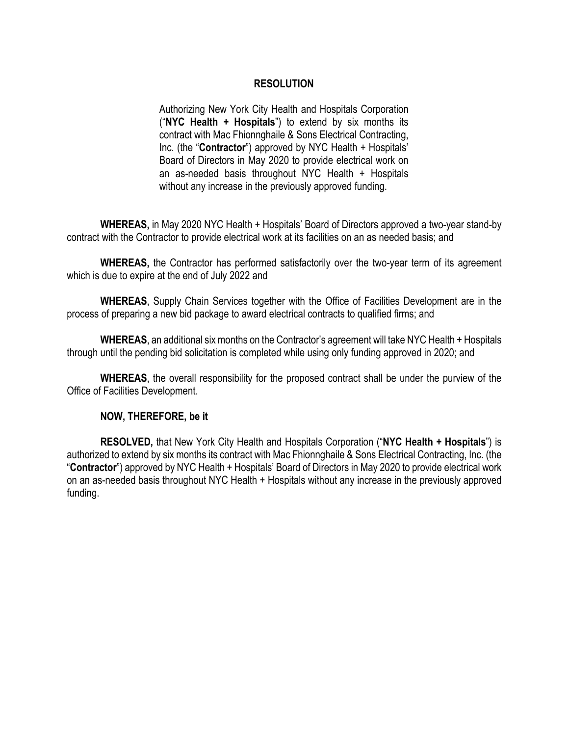## RESOLUTION

Authorizing New York City Health and Hospitals Corporation ("**NYC Health + Hospitals**") to extend by six months its contract with Mac Fhionnghaile & Sons Electrical Contracting, Inc. (the "**Contractor**") approved by NYC Health + Hospitals' Board of Directors in May 2020 to provide electrical work on an as-needed basis throughout NYC Health + Hospitals without any increase in the previously approved funding.

**WHEREAS,** in May 2020 NYC Health + Hospitals' Board of Directors approved a two-year stand-by contract with the Contractor to provide electrical work at its facilities on an as needed basis; and

**WHEREAS,** the Contractor has performed satisfactorily over the two-year term of its agreement which is due to expire at the end of July 2022 and

**WHEREAS**, Supply Chain Services together with the Office of Facilities Development are in the process of preparing a new bid package to award electrical contracts to qualified firms; and

**WHEREAS**, an additional six months on the Contractor's agreement will take NYC Health + Hospitals through until the pending bid solicitation is completed while using only funding approved in 2020; and

**WHEREAS**, the overall responsibility for the proposed contract shall be under the purview of the Office of Facilities Development.

**NOW, THEREFORE, be it**

**RESOLVED,** that New York City Health and Hospitals Corporation ("**NYC Health + Hospitals**") is authorized to extend by six months its contract with Mac Fhionnghaile & Sons Electrical Contracting, Inc. (the "**Contractor**") approved by NYC Health + Hospitals' Board of Directors in May 2020 to provide electrical work on an as-needed basis throughout NYC Health + Hospitals without any increase in the previously approved funding.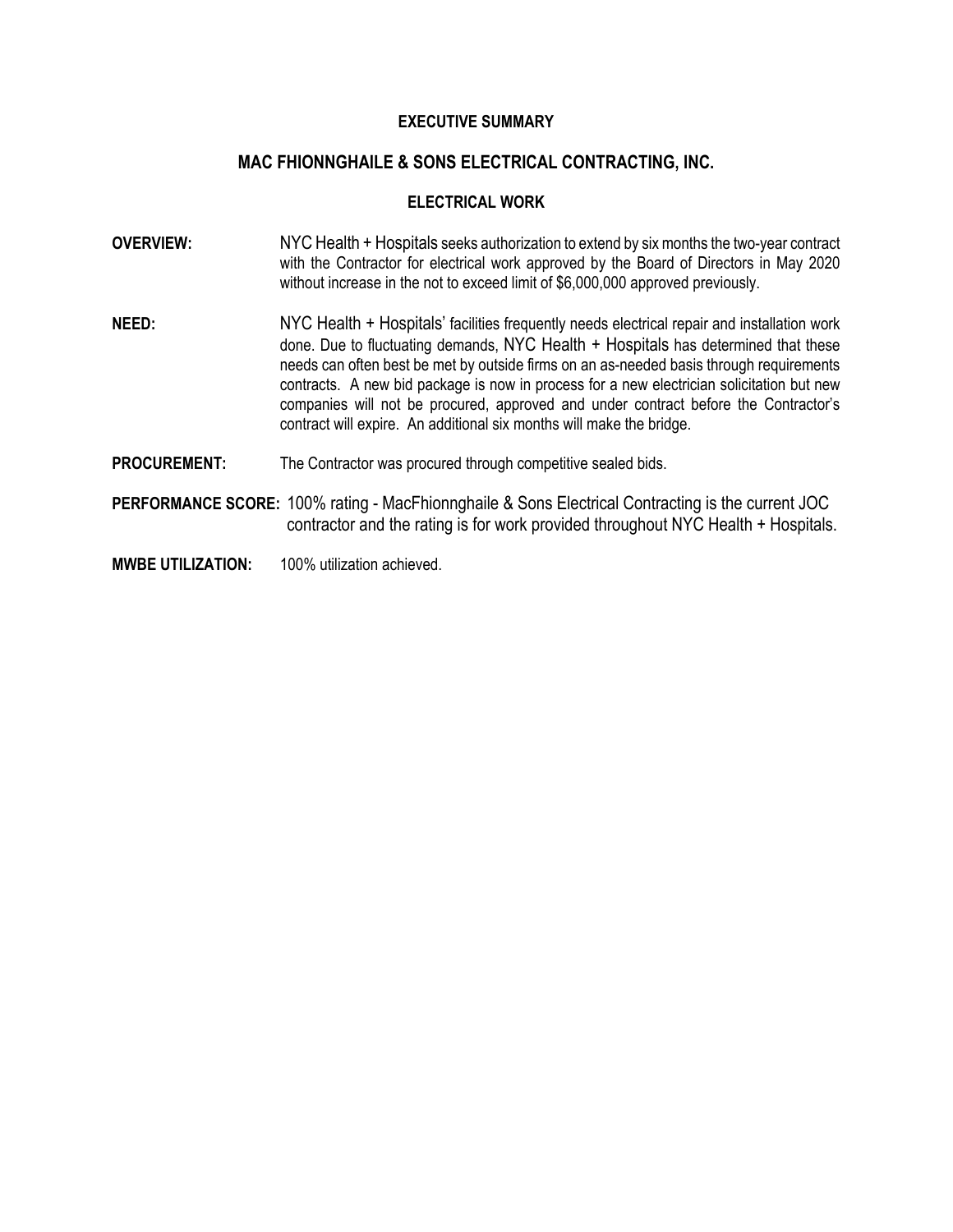# EXECUTIVE SUMMARY

## MAC FHIONNGHAILE & SONS ELECTRICAL CONTRACTING, INC.

### ELECTRICAL WORK

**OVERVIEW:** NYC Health + Hospitals seeks authorization to extend by six months the two-year contract with the Contractor for electrical work approved by the Board of Directors in May 2020 without increase in the not to exceed limit of $6,000,000 approved previously.

**NEED:** NYC Health + Hospitals' facilities frequently needs electrical repair and installation work done. Due to fluctuating demands, NYC Health + Hospitals has determined that these needs can often best be met by outside firms on an as-needed basis through requirements contracts. A new bid package is now in process for a new electrician solicitation but new companies will not be procured, approved and under contract before the Contractor's contract will expire. An additional six months will make the bridge.

**PROCUREMENT:** The Contractor was procured through competitive sealed bids.

**PERFORMANCE SCORE:** 100% rating - MacFhionnghaile & Sons Electrical Contracting is the current JOC contractor and the rating is for work provided throughout NYC Health + Hospitals.

**MWBE UTILIZATION:** 100% utilization achieved.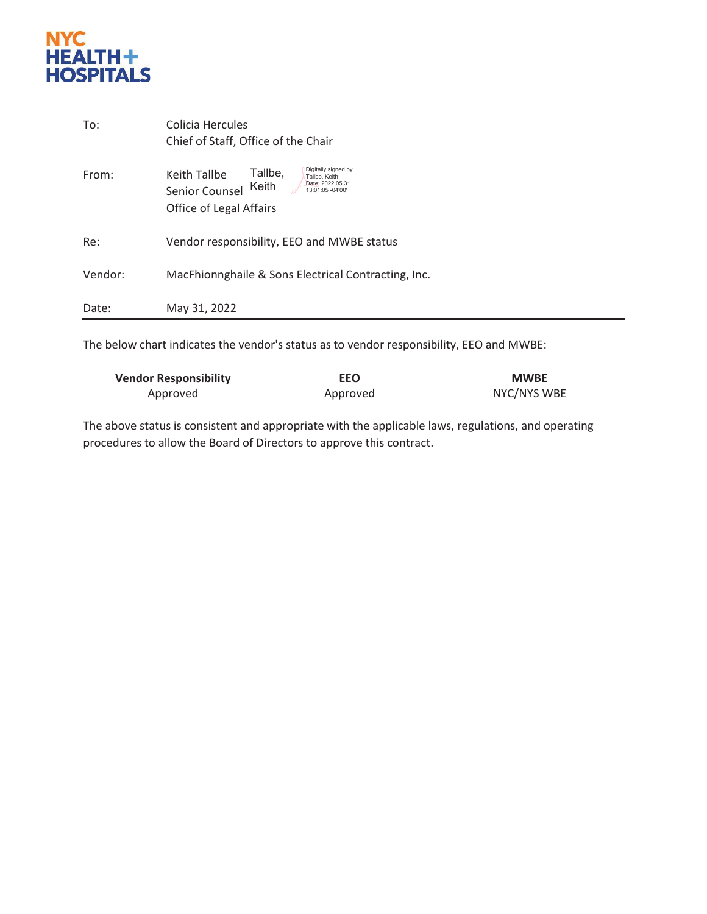NYC HEALTH+ HOSPITALS

| | |
|---|---|
| To: | Colicia Hercules<br>Chief of Staff, Office of the Chair |
| From: | Keith Tallbe<br>Senior Counsel<br>Office of Legal Affairs |
| Re: | Vendor responsibility, EEO and MWBE status |
| Vendor: | MacFhionnghaile & Sons Electrical Contracting, Inc. |
| Date: | May 31, 2022 |

Tallbe, Keith — Digitally signed by Tallbe, Keith Date: 2022.05.31 13:01:05 -04'00'

The below chart indicates the vendor's status as to vendor responsibility, EEO and MWBE:

| Vendor Responsibility | EEO | MWBE |
|---|---|---|
| Approved | Approved | NYC/NYS WBE |

The above status is consistent and appropriate with the applicable laws, regulations, and operating procedures to allow the Board of Directors to approve this contract.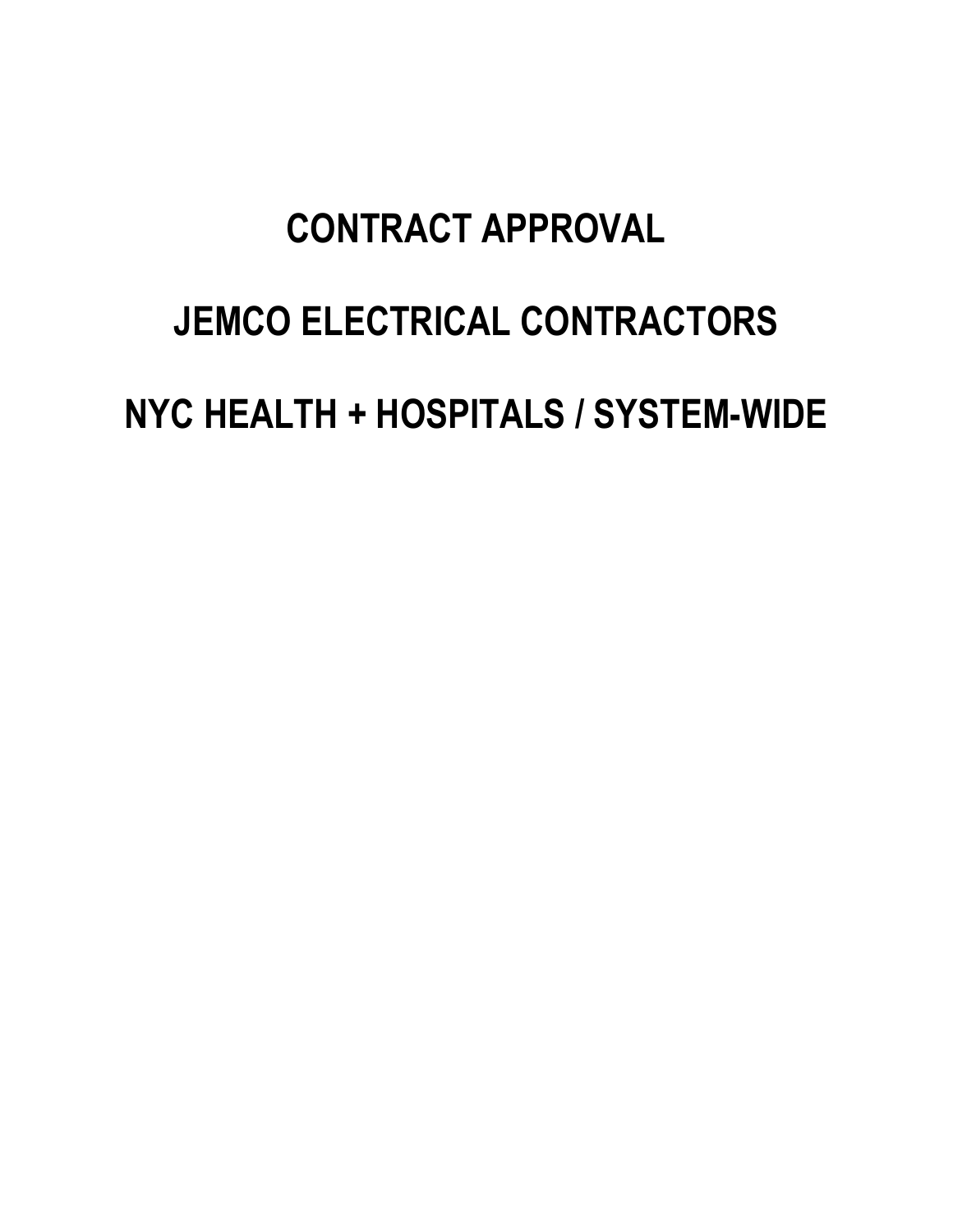# CONTRACT APPROVAL

# JEMCO ELECTRICAL CONTRACTORS

# NYC HEALTH + HOSPITALS / SYSTEM-WIDE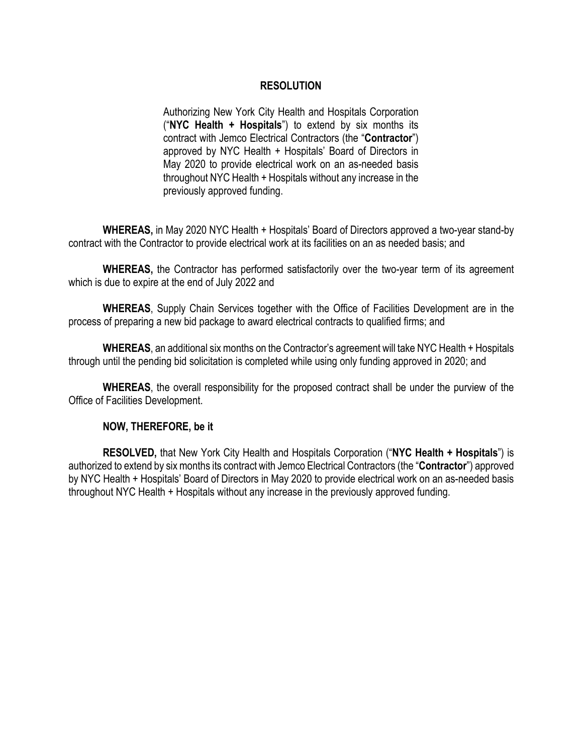## RESOLUTION

Authorizing New York City Health and Hospitals Corporation ("**NYC Health + Hospitals**") to extend by six months its contract with Jemco Electrical Contractors (the "**Contractor**") approved by NYC Health + Hospitals' Board of Directors in May 2020 to provide electrical work on an as-needed basis throughout NYC Health + Hospitals without any increase in the previously approved funding.

**WHEREAS,** in May 2020 NYC Health + Hospitals' Board of Directors approved a two-year stand-by contract with the Contractor to provide electrical work at its facilities on an as needed basis; and

**WHEREAS,** the Contractor has performed satisfactorily over the two-year term of its agreement which is due to expire at the end of July 2022 and

**WHEREAS**, Supply Chain Services together with the Office of Facilities Development are in the process of preparing a new bid package to award electrical contracts to qualified firms; and

**WHEREAS**, an additional six months on the Contractor's agreement will take NYC Health + Hospitals through until the pending bid solicitation is completed while using only funding approved in 2020; and

**WHEREAS**, the overall responsibility for the proposed contract shall be under the purview of the Office of Facilities Development.

**NOW, THEREFORE, be it**

**RESOLVED,** that New York City Health and Hospitals Corporation ("**NYC Health + Hospitals**") is authorized to extend by six months its contract with Jemco Electrical Contractors (the "**Contractor**") approved by NYC Health + Hospitals' Board of Directors in May 2020 to provide electrical work on an as-needed basis throughout NYC Health + Hospitals without any increase in the previously approved funding.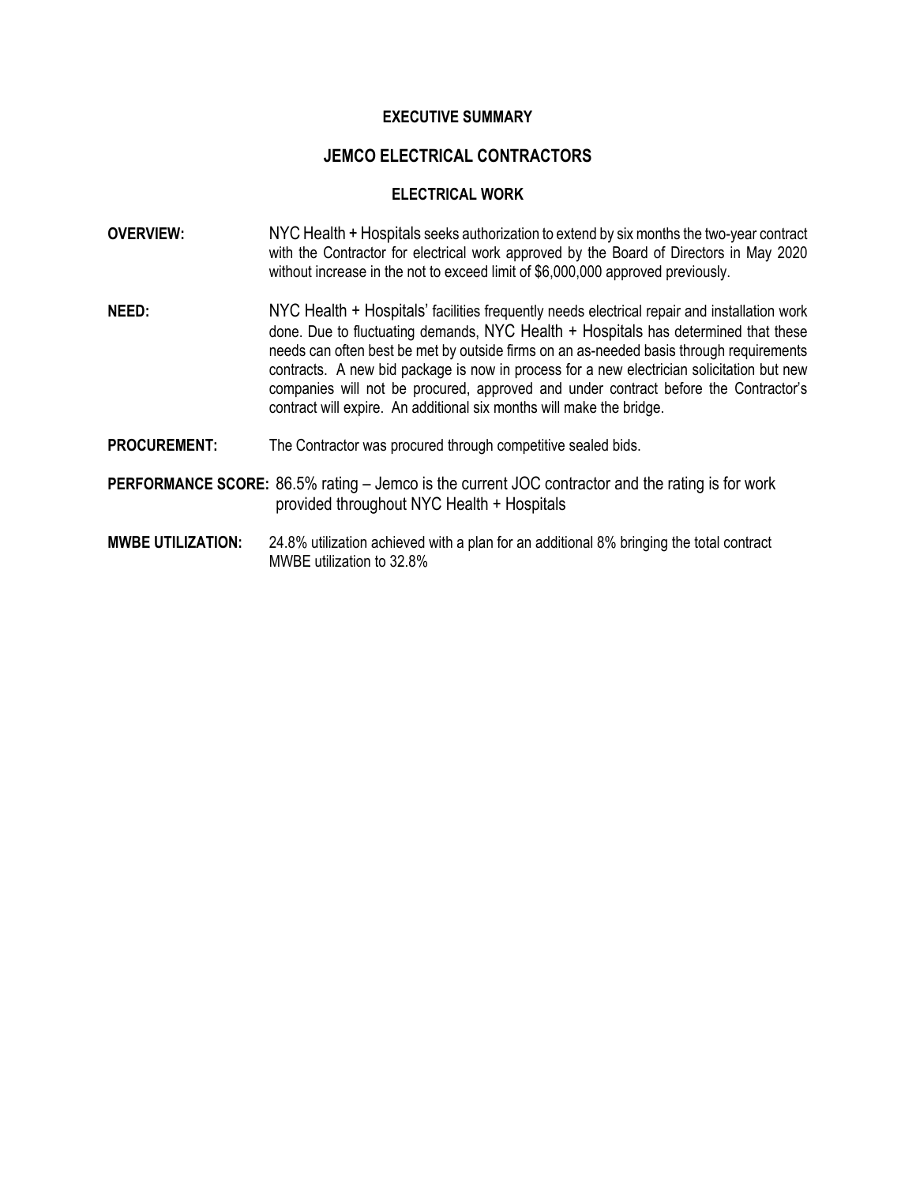# EXECUTIVE SUMMARY

## JEMCO ELECTRICAL CONTRACTORS

### ELECTRICAL WORK

**OVERVIEW:** NYC Health + Hospitals seeks authorization to extend by six months the two-year contract with the Contractor for electrical work approved by the Board of Directors in May 2020 without increase in the not to exceed limit of $6,000,000 approved previously.

**NEED:** NYC Health + Hospitals' facilities frequently needs electrical repair and installation work done. Due to fluctuating demands, NYC Health + Hospitals has determined that these needs can often best be met by outside firms on an as-needed basis through requirements contracts. A new bid package is now in process for a new electrician solicitation but new companies will not be procured, approved and under contract before the Contractor's contract will expire. An additional six months will make the bridge.

**PROCUREMENT:** The Contractor was procured through competitive sealed bids.

**PERFORMANCE SCORE:** 86.5% rating – Jemco is the current JOC contractor and the rating is for work provided throughout NYC Health + Hospitals

**MWBE UTILIZATION:** 24.8% utilization achieved with a plan for an additional 8% bringing the total contract MWBE utilization to 32.8%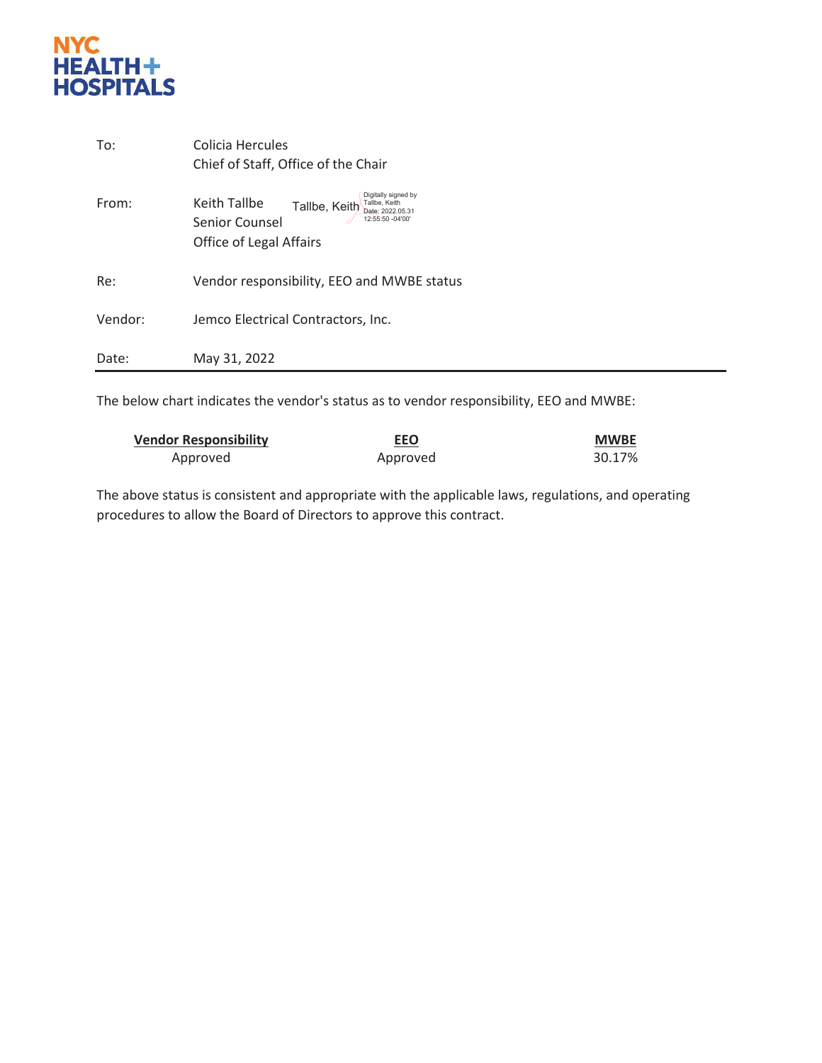NYC HEALTH + HOSPITALS

| | |
|---|---|
| To: | Colicia Hercules<br>Chief of Staff, Office of the Chair |
| From: | Keith Tallbe<br>Senior Counsel<br>Office of Legal Affairs |
| Re: | Vendor responsibility, EEO and MWBE status |
| Vendor: | Jemco Electrical Contractors, Inc. |
| Date: | May 31, 2022 |

Tallbe, Keith — Digitally signed by Tallbe, Keith Date: 2022.05.31 12:55:50 -04'00'

The below chart indicates the vendor's status as to vendor responsibility, EEO and MWBE:

| Vendor Responsibility | EEO | MWBE |
|---|---|---|
| Approved | Approved | 30.17% |

The above status is consistent and appropriate with the applicable laws, regulations, and operating procedures to allow the Board of Directors to approve this contract.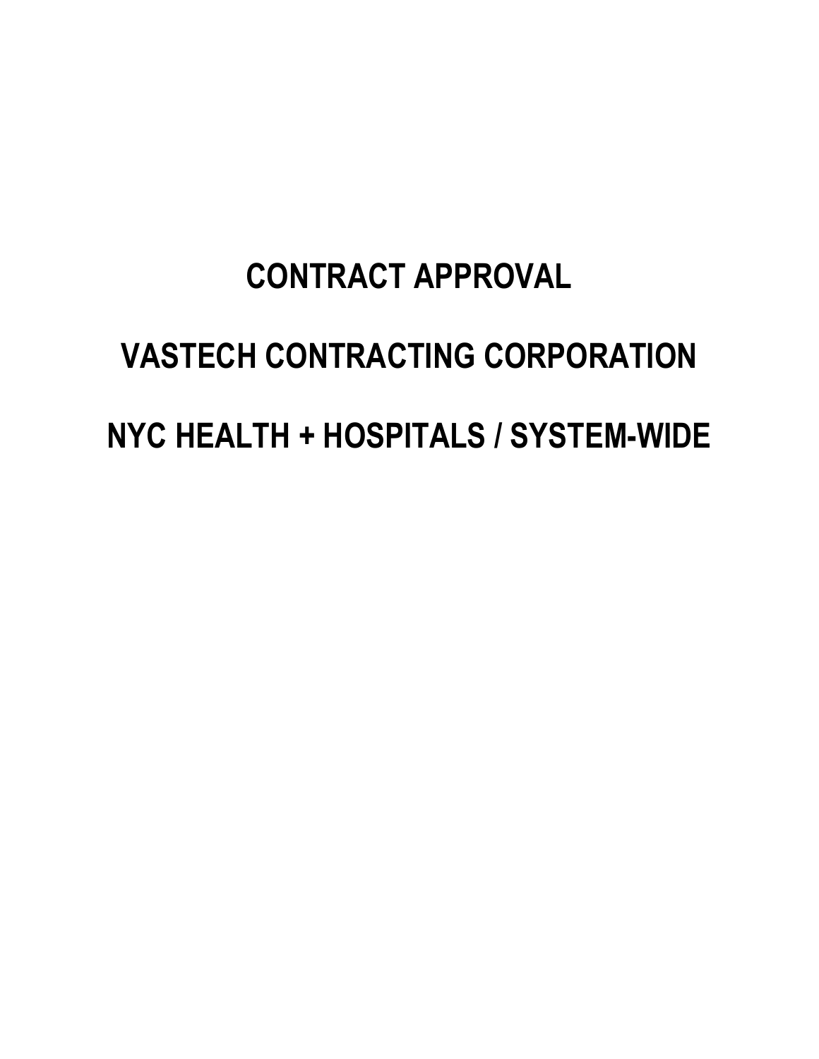# CONTRACT APPROVAL

# VASTECH CONTRACTING CORPORATION

# NYC HEALTH + HOSPITALS / SYSTEM-WIDE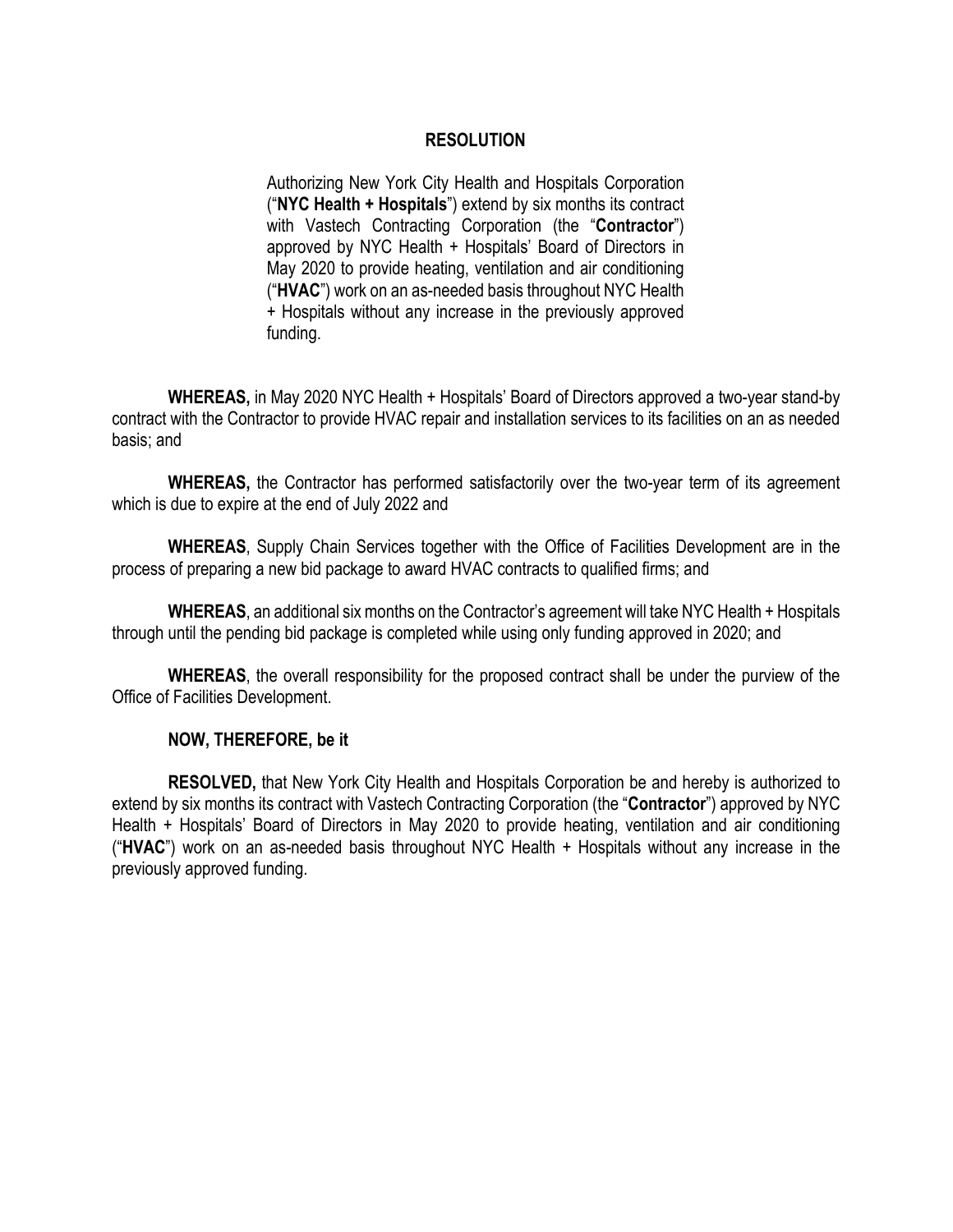# RESOLUTION

Authorizing New York City Health and Hospitals Corporation ("**NYC Health + Hospitals**") extend by six months its contract with Vastech Contracting Corporation (the "**Contractor**") approved by NYC Health + Hospitals' Board of Directors in May 2020 to provide heating, ventilation and air conditioning ("**HVAC**") work on an as-needed basis throughout NYC Health + Hospitals without any increase in the previously approved funding.

**WHEREAS,** in May 2020 NYC Health + Hospitals' Board of Directors approved a two-year stand-by contract with the Contractor to provide HVAC repair and installation services to its facilities on an as needed basis; and

**WHEREAS,** the Contractor has performed satisfactorily over the two-year term of its agreement which is due to expire at the end of July 2022 and

**WHEREAS**, Supply Chain Services together with the Office of Facilities Development are in the process of preparing a new bid package to award HVAC contracts to qualified firms; and

**WHEREAS**, an additional six months on the Contractor's agreement will take NYC Health + Hospitals through until the pending bid package is completed while using only funding approved in 2020; and

**WHEREAS**, the overall responsibility for the proposed contract shall be under the purview of the Office of Facilities Development.

**NOW, THEREFORE, be it**

**RESOLVED,** that New York City Health and Hospitals Corporation be and hereby is authorized to extend by six months its contract with Vastech Contracting Corporation (the "**Contractor**") approved by NYC Health + Hospitals' Board of Directors in May 2020 to provide heating, ventilation and air conditioning ("**HVAC**") work on an as-needed basis throughout NYC Health + Hospitals without any increase in the previously approved funding.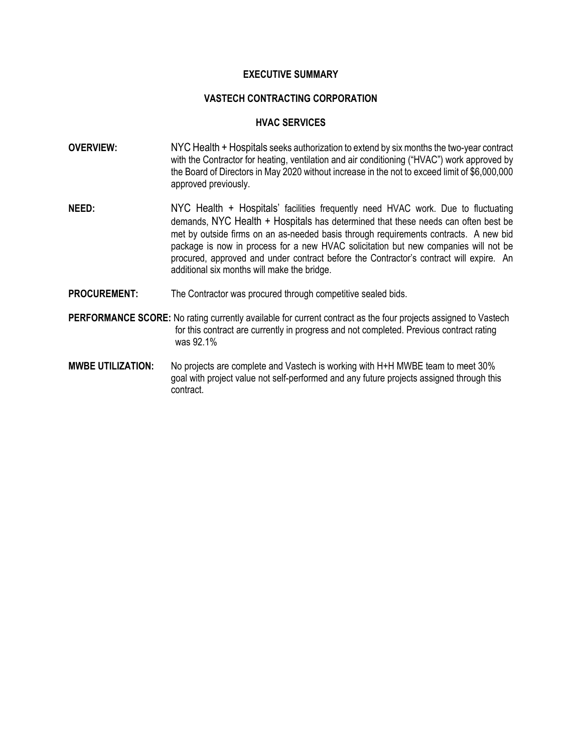**EXECUTIVE SUMMARY**

**VASTECH CONTRACTING CORPORATION**

**HVAC SERVICES**

**OVERVIEW:** NYC Health + Hospitals seeks authorization to extend by six months the two-year contract with the Contractor for heating, ventilation and air conditioning ("HVAC") work approved by the Board of Directors in May 2020 without increase in the not to exceed limit of $6,000,000 approved previously.

**NEED:** NYC Health + Hospitals' facilities frequently need HVAC work. Due to fluctuating demands, NYC Health + Hospitals has determined that these needs can often best be met by outside firms on an as-needed basis through requirements contracts. A new bid package is now in process for a new HVAC solicitation but new companies will not be procured, approved and under contract before the Contractor's contract will expire. An additional six months will make the bridge.

**PROCUREMENT:** The Contractor was procured through competitive sealed bids.

**PERFORMANCE SCORE:** No rating currently available for current contract as the four projects assigned to Vastech for this contract are currently in progress and not completed. Previous contract rating was 92.1%

**MWBE UTILIZATION:** No projects are complete and Vastech is working with H+H MWBE team to meet 30% goal with project value not self-performed and any future projects assigned through this contract.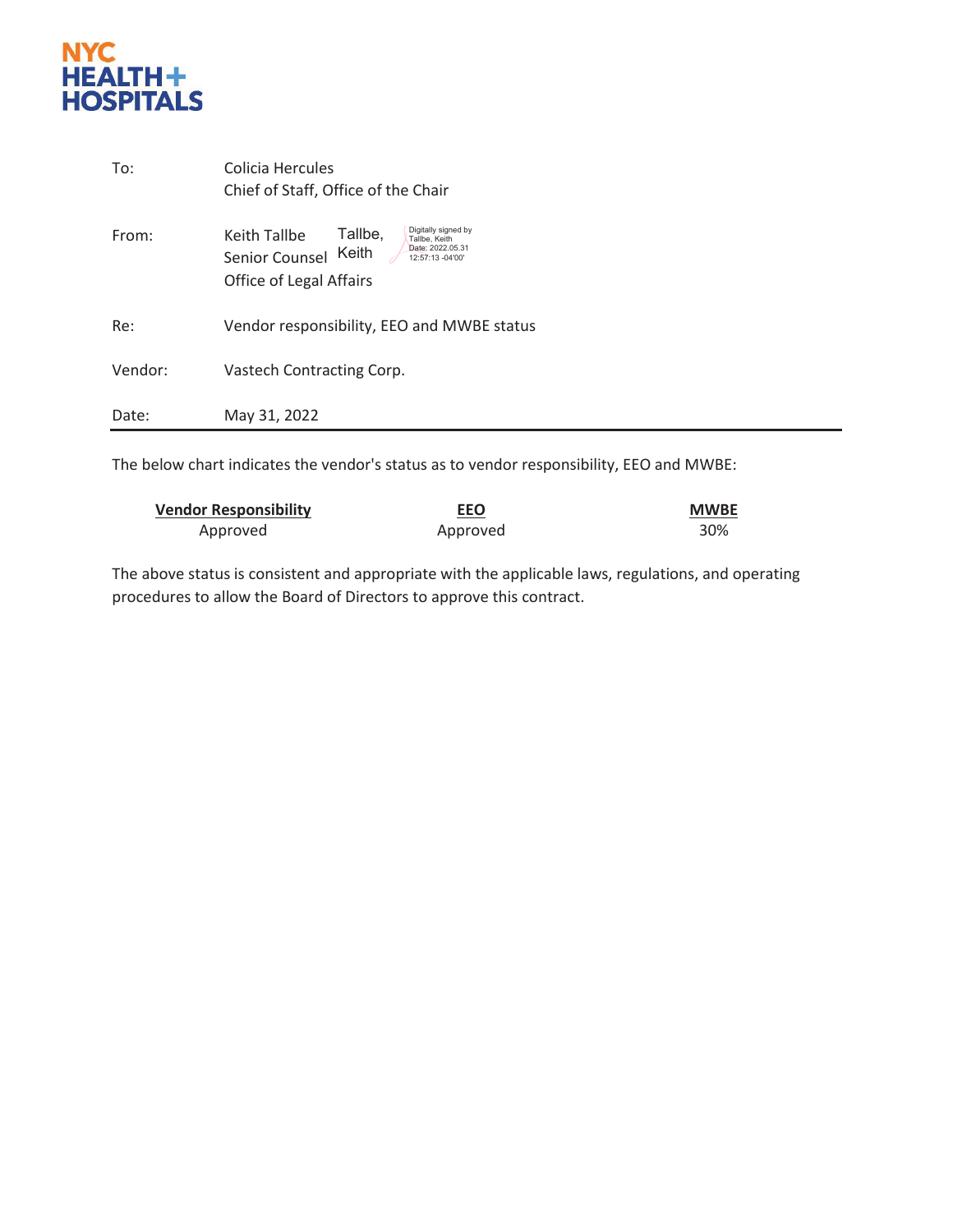NYC HEALTH + HOSPITALS

| | |
|---|---|
| To: | Colicia Hercules<br>Chief of Staff, Office of the Chair |
| From: | Keith Tallbe<br>Senior Counsel<br>Office of Legal Affairs |
| Re: | Vendor responsibility, EEO and MWBE status |
| Vendor: | Vastech Contracting Corp. |
| Date: | May 31, 2022 |

Tallbe, Keith — Digitally signed by Tallbe, Keith Date: 2022.05.31 12:57:13 -04'00'

The below chart indicates the vendor's status as to vendor responsibility, EEO and MWBE:

| Vendor Responsibility | EEO | MWBE |
|---|---|---|
| Approved | Approved | 30% |

The above status is consistent and appropriate with the applicable laws, regulations, and operating procedures to allow the Board of Directors to approve this contract.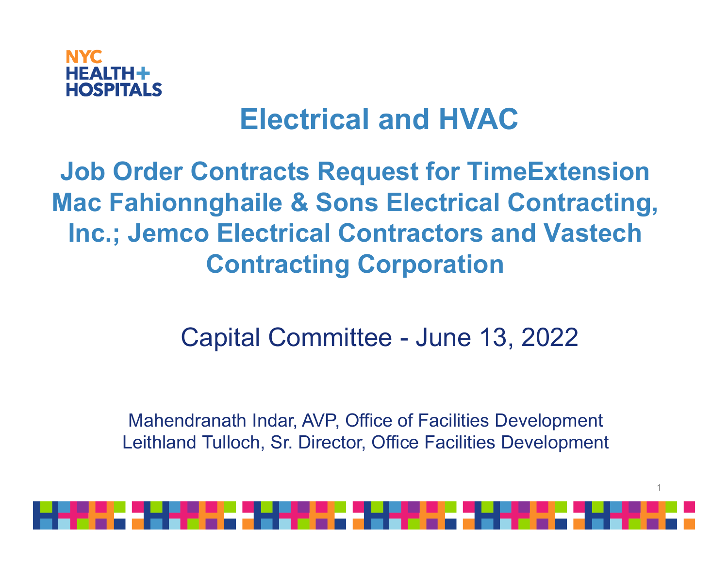NYC HEALTH+ HOSPITALS

# Electrical and HVAC

## Job Order Contracts Request for TimeExtension Mac Fahionnghaile & Sons Electrical Contracting, Inc.; Jemco Electrical Contractors and Vastech Contracting Corporation

Capital Committee - June 13, 2022

Mahendranath Indar, AVP, Office of Facilities Development
Leithland Tulloch, Sr. Director, Office Facilities Development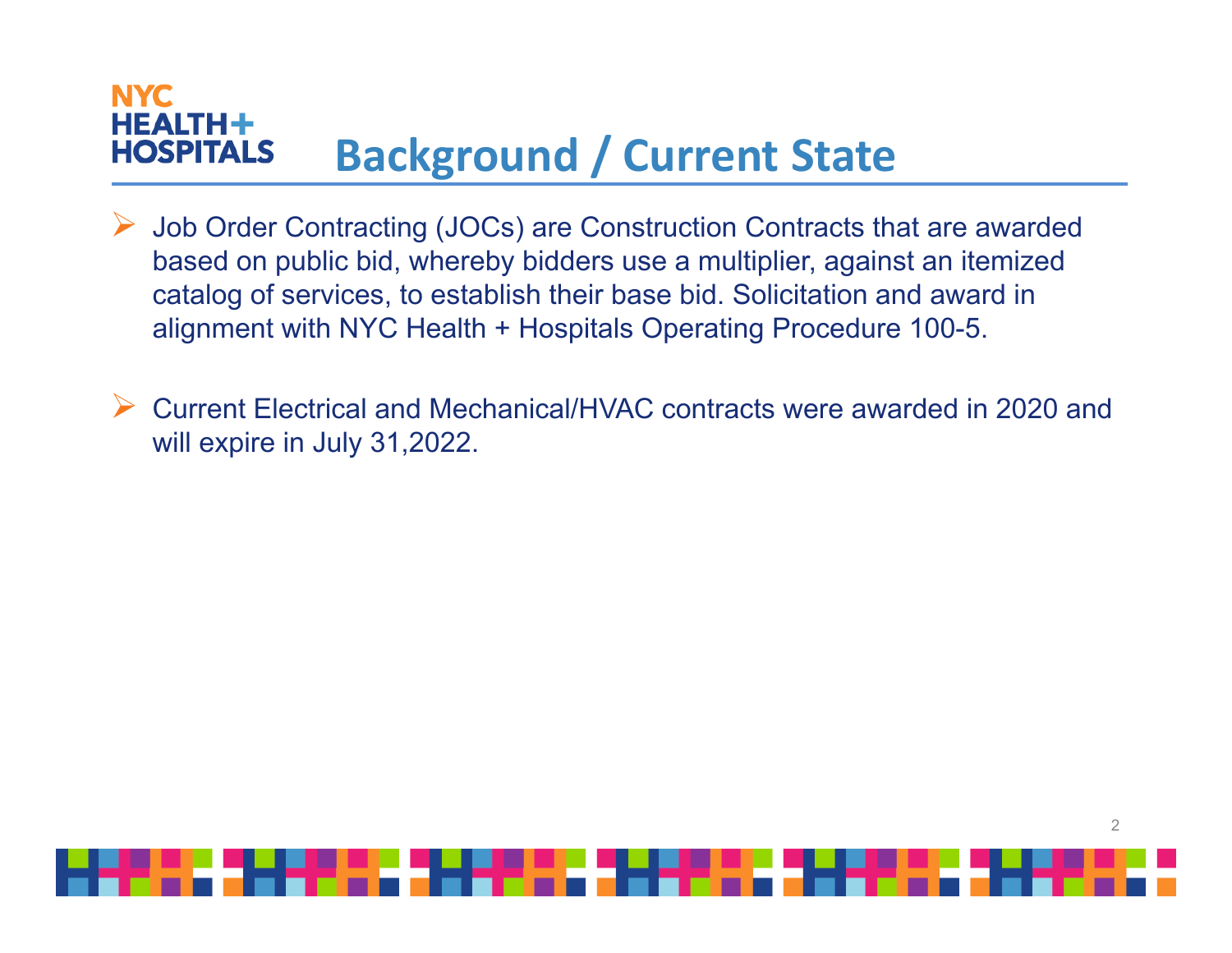# Background / Current State

- Job Order Contracting (JOCs) are Construction Contracts that are awarded based on public bid, whereby bidders use a multiplier, against an itemized catalog of services, to establish their base bid. Solicitation and award in alignment with NYC Health + Hospitals Operating Procedure 100-5.

- Current Electrical and Mechanical/HVAC contracts were awarded in 2020 and will expire in July 31,2022.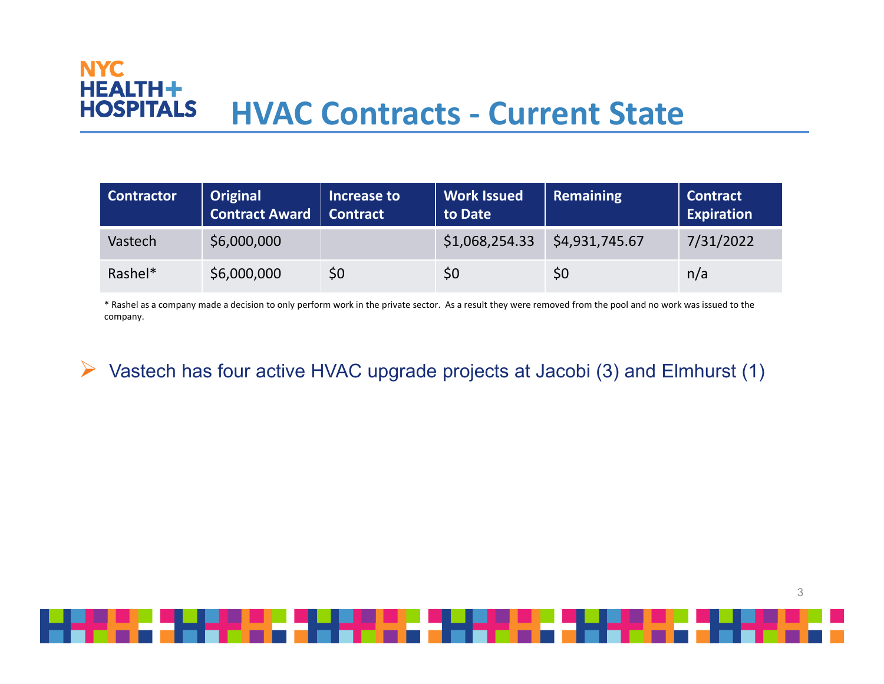# HVAC Contracts - Current State

| Contractor | Original Contract Award | Increase to Contract | Work Issued to Date | Remaining | Contract Expiration |
|---|---|---|---|---|---|
| Vastech | $6,000,000 | | $1,068,254.33 | $4,931,745.67 | 7/31/2022 |
| Rashel* | $6,000,000 | $0 | $0 | $0 | n/a |

* Rashel as a company made a decision to only perform work in the private sector. As a result they were removed from the pool and no work was issued to the company.

- Vastech has four active HVAC upgrade projects at Jacobi (3) and Elmhurst (1)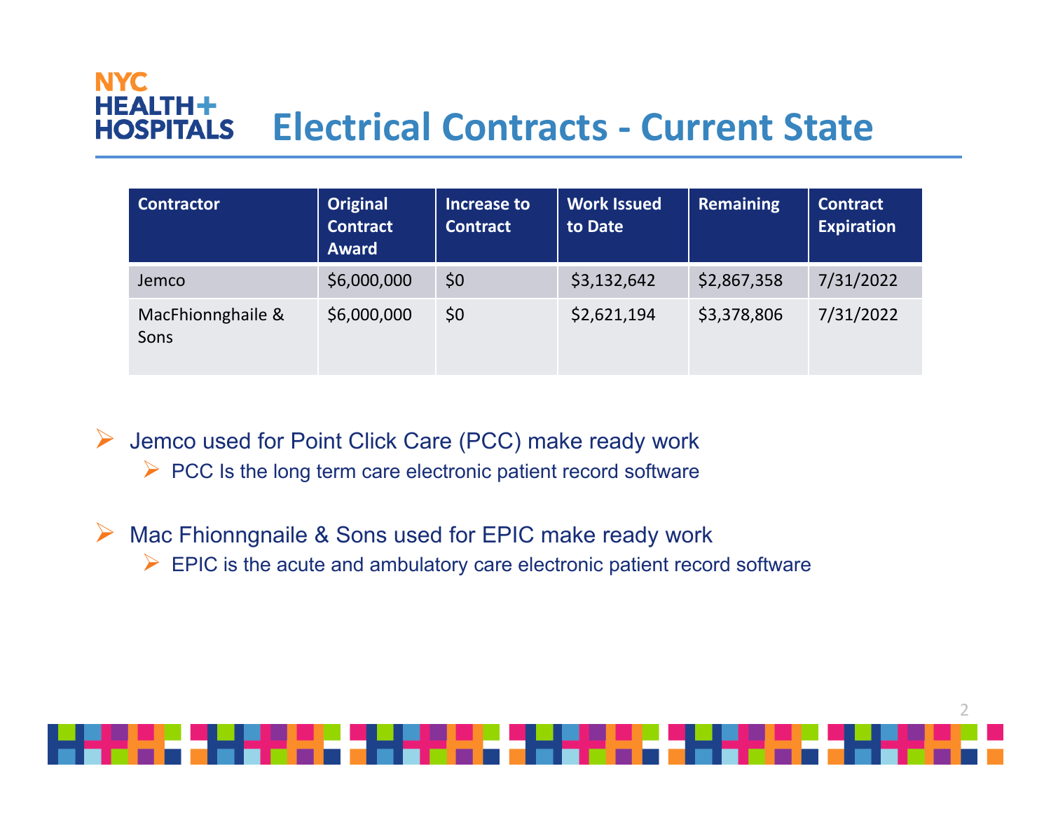# Electrical Contracts - Current State

| Contractor | Original Contract Award | Increase to Contract | Work Issued to Date | Remaining | Contract Expiration |
|---|---|---|---|---|---|
| Jemco | $6,000,000 | $0 | $3,132,642 | $2,867,358 | 7/31/2022 |
| MacFhionnghaile & Sons | $6,000,000 | $0 | $2,621,194 | $3,378,806 | 7/31/2022 |

- Jemco used for Point Click Care (PCC) make ready work
  - PCC Is the long term care electronic patient record software
- Mac Fhionngnaile & Sons used for EPIC make ready work
  - EPIC is the acute and ambulatory care electronic patient record software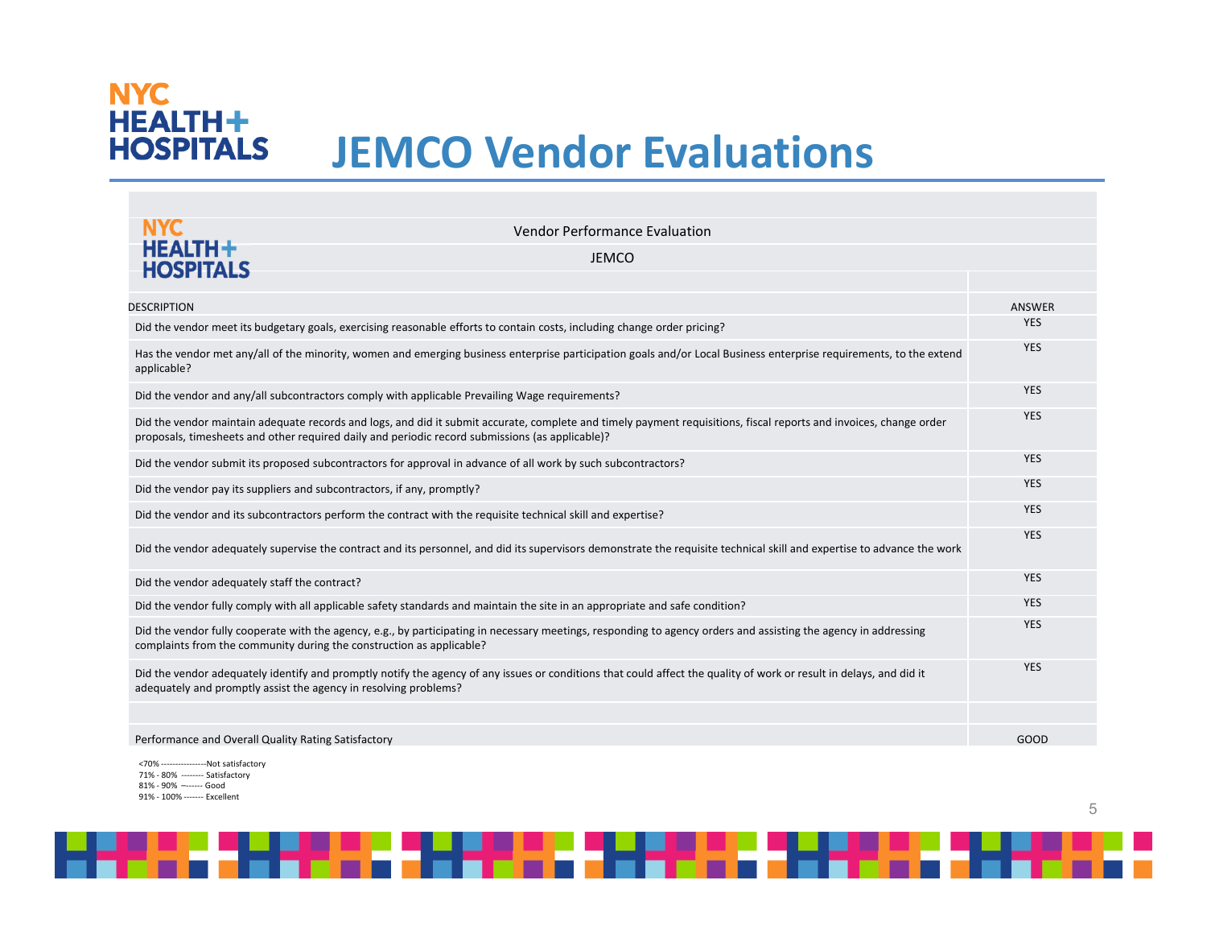# JEMCO Vendor Evaluations

Vendor Performance Evaluation

JEMCO

| DESCRIPTION | ANSWER |
| --- | --- |
| Did the vendor meet its budgetary goals, exercising reasonable efforts to contain costs, including change order pricing? | YES |
| Has the vendor met any/all of the minority, women and emerging business enterprise participation goals and/or Local Business enterprise requirements, to the extend applicable? | YES |
| Did the vendor and any/all subcontractors comply with applicable Prevailing Wage requirements? | YES |
| Did the vendor maintain adequate records and logs, and did it submit accurate, complete and timely payment requisitions, fiscal reports and invoices, change order proposals, timesheets and other required daily and periodic record submissions (as applicable)? | YES |
| Did the vendor submit its proposed subcontractors for approval in advance of all work by such subcontractors? | YES |
| Did the vendor pay its suppliers and subcontractors, if any, promptly? | YES |
| Did the vendor and its subcontractors perform the contract with the requisite technical skill and expertise? | YES |
| Did the vendor adequately supervise the contract and its personnel, and did its supervisors demonstrate the requisite technical skill and expertise to advance the work | YES |
| Did the vendor adequately staff the contract? | YES |
| Did the vendor fully comply with all applicable safety standards and maintain the site in an appropriate and safe condition? | YES |
| Did the vendor fully cooperate with the agency, e.g., by participating in necessary meetings, responding to agency orders and assisting the agency in addressing complaints from the community during the construction as applicable? | YES |
| Did the vendor adequately identify and promptly notify the agency of any issues or conditions that could affect the quality of work or result in delays, and did it adequately and promptly assist the agency in resolving problems? | YES |
| | |
| Performance and Overall Quality Rating Satisfactory | GOOD |

<70% ----------------Not satisfactory
71% - 80% -------- Satisfactory
81% - 90% –------ Good
91% - 100% ------- Excellent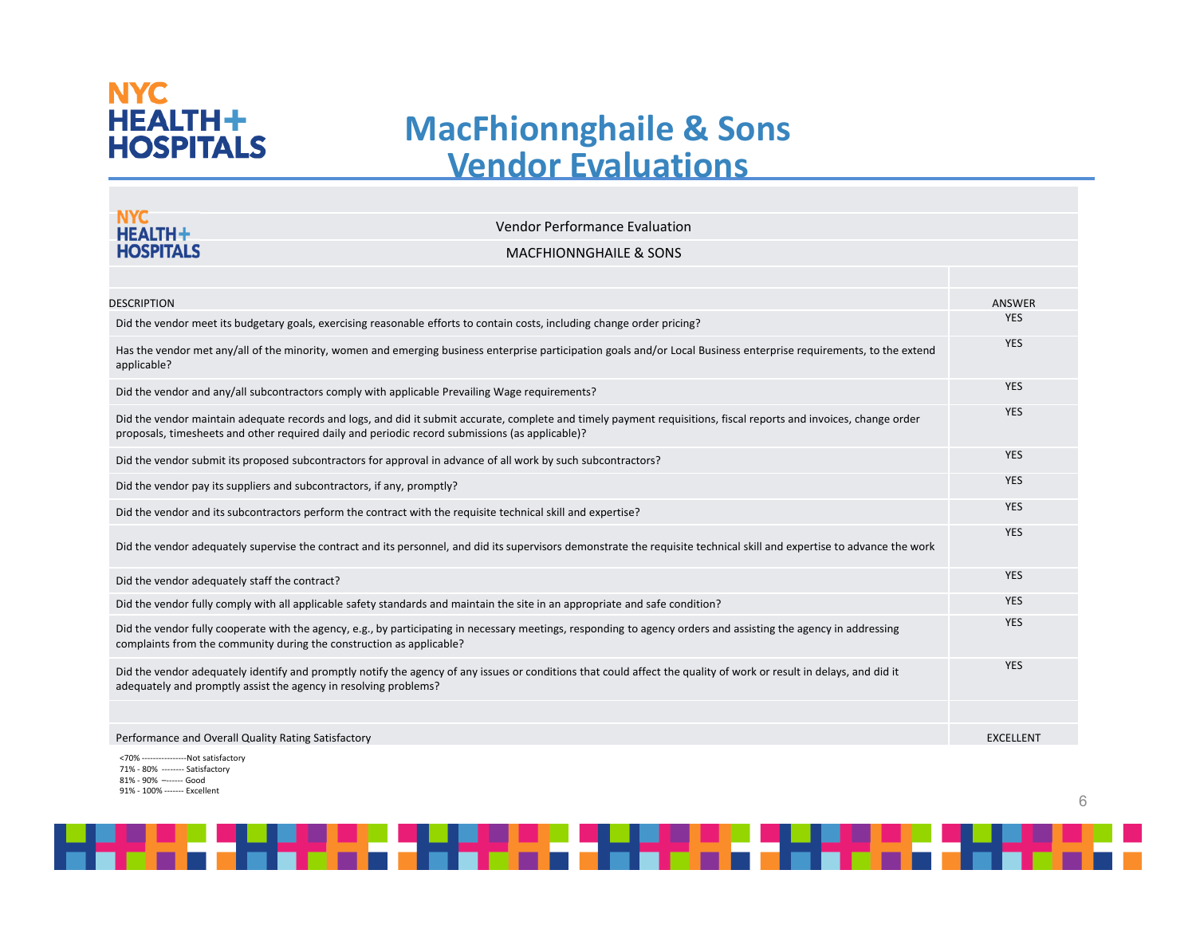# MacFhionnghaile & Sons Vendor Evaluations

Vendor Performance Evaluation

MACFHIONNGHAILE & SONS

| DESCRIPTION | ANSWER |
|---|---|
| Did the vendor meet its budgetary goals, exercising reasonable efforts to contain costs, including change order pricing? | YES |
| Has the vendor met any/all of the minority, women and emerging business enterprise participation goals and/or Local Business enterprise requirements, to the extend applicable? | YES |
| Did the vendor and any/all subcontractors comply with applicable Prevailing Wage requirements? | YES |
| Did the vendor maintain adequate records and logs, and did it submit accurate, complete and timely payment requisitions, fiscal reports and invoices, change order proposals, timesheets and other required daily and periodic record submissions (as applicable)? | YES |
| Did the vendor submit its proposed subcontractors for approval in advance of all work by such subcontractors? | YES |
| Did the vendor pay its suppliers and subcontractors, if any, promptly? | YES |
| Did the vendor and its subcontractors perform the contract with the requisite technical skill and expertise? | YES |
| Did the vendor adequately supervise the contract and its personnel, and did its supervisors demonstrate the requisite technical skill and expertise to advance the work | YES |
| Did the vendor adequately staff the contract? | YES |
| Did the vendor fully comply with all applicable safety standards and maintain the site in an appropriate and safe condition? | YES |
| Did the vendor fully cooperate with the agency, e.g., by participating in necessary meetings, responding to agency orders and assisting the agency in addressing complaints from the community during the construction as applicable? | YES |
| Did the vendor adequately identify and promptly notify the agency of any issues or conditions that could affect the quality of work or result in delays, and did it adequately and promptly assist the agency in resolving problems? | YES |
| | |
| Performance and Overall Quality Rating Satisfactory | EXCELLENT |

<70% ----------------Not satisfactory
71% - 80% -------- Satisfactory
81% - 90% -------- Good
91% - 100% ------- Excellent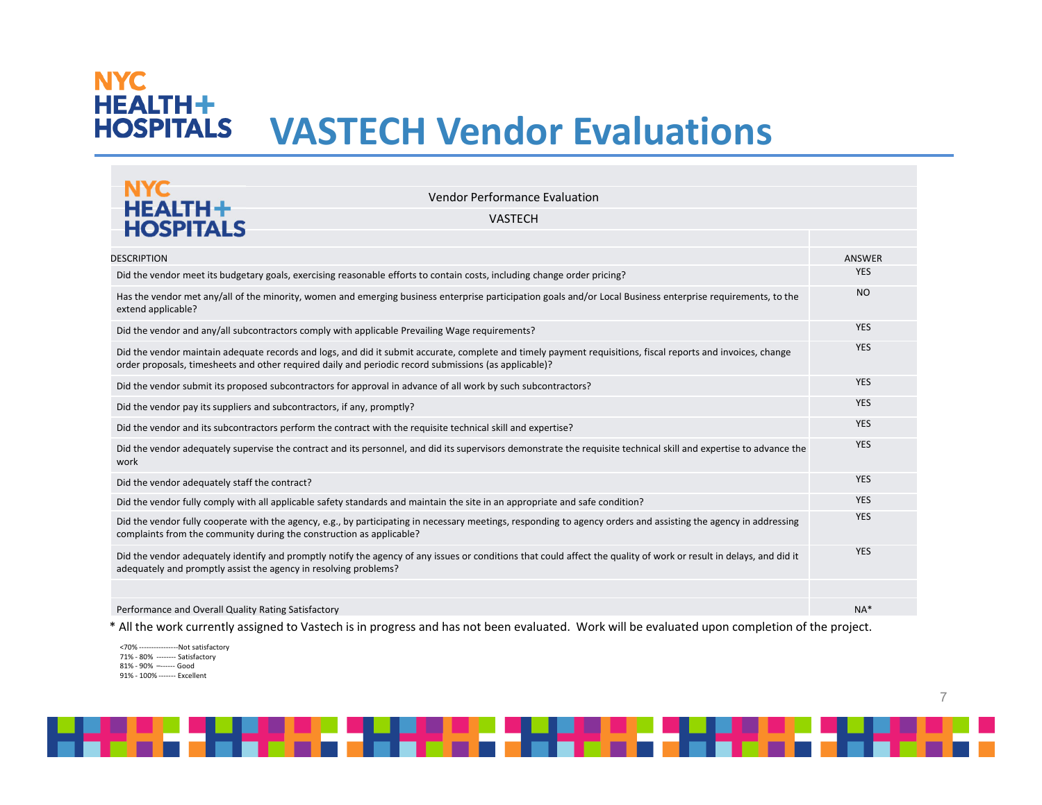# VASTECH Vendor Evaluations

Vendor Performance Evaluation

VASTECH

| DESCRIPTION | ANSWER |
|---|---|
| Did the vendor meet its budgetary goals, exercising reasonable efforts to contain costs, including change order pricing? | YES |
| Has the vendor met any/all of the minority, women and emerging business enterprise participation goals and/or Local Business enterprise requirements, to the extend applicable? | NO |
| Did the vendor and any/all subcontractors comply with applicable Prevailing Wage requirements? | YES |
| Did the vendor maintain adequate records and logs, and did it submit accurate, complete and timely payment requisitions, fiscal reports and invoices, change order proposals, timesheets and other required daily and periodic record submissions (as applicable)? | YES |
| Did the vendor submit its proposed subcontractors for approval in advance of all work by such subcontractors? | YES |
| Did the vendor pay its suppliers and subcontractors, if any, promptly? | YES |
| Did the vendor and its subcontractors perform the contract with the requisite technical skill and expertise? | YES |
| Did the vendor adequately supervise the contract and its personnel, and did its supervisors demonstrate the requisite technical skill and expertise to advance the work | YES |
| Did the vendor adequately staff the contract? | YES |
| Did the vendor fully comply with all applicable safety standards and maintain the site in an appropriate and safe condition? | YES |
| Did the vendor fully cooperate with the agency, e.g., by participating in necessary meetings, responding to agency orders and assisting the agency in addressing complaints from the community during the construction as applicable? | YES |
| Did the vendor adequately identify and promptly notify the agency of any issues or conditions that could affect the quality of work or result in delays, and did it adequately and promptly assist the agency in resolving problems? | YES |
| | |
| Performance and Overall Quality Rating Satisfactory | NA* |

* All the work currently assigned to Vastech is in progress and has not been evaluated. Work will be evaluated upon completion of the project.

<70% ----------------Not satisfactory
71% - 80% -------- Satisfactory
81% - 90% –------ Good
91% - 100% ------- Excellent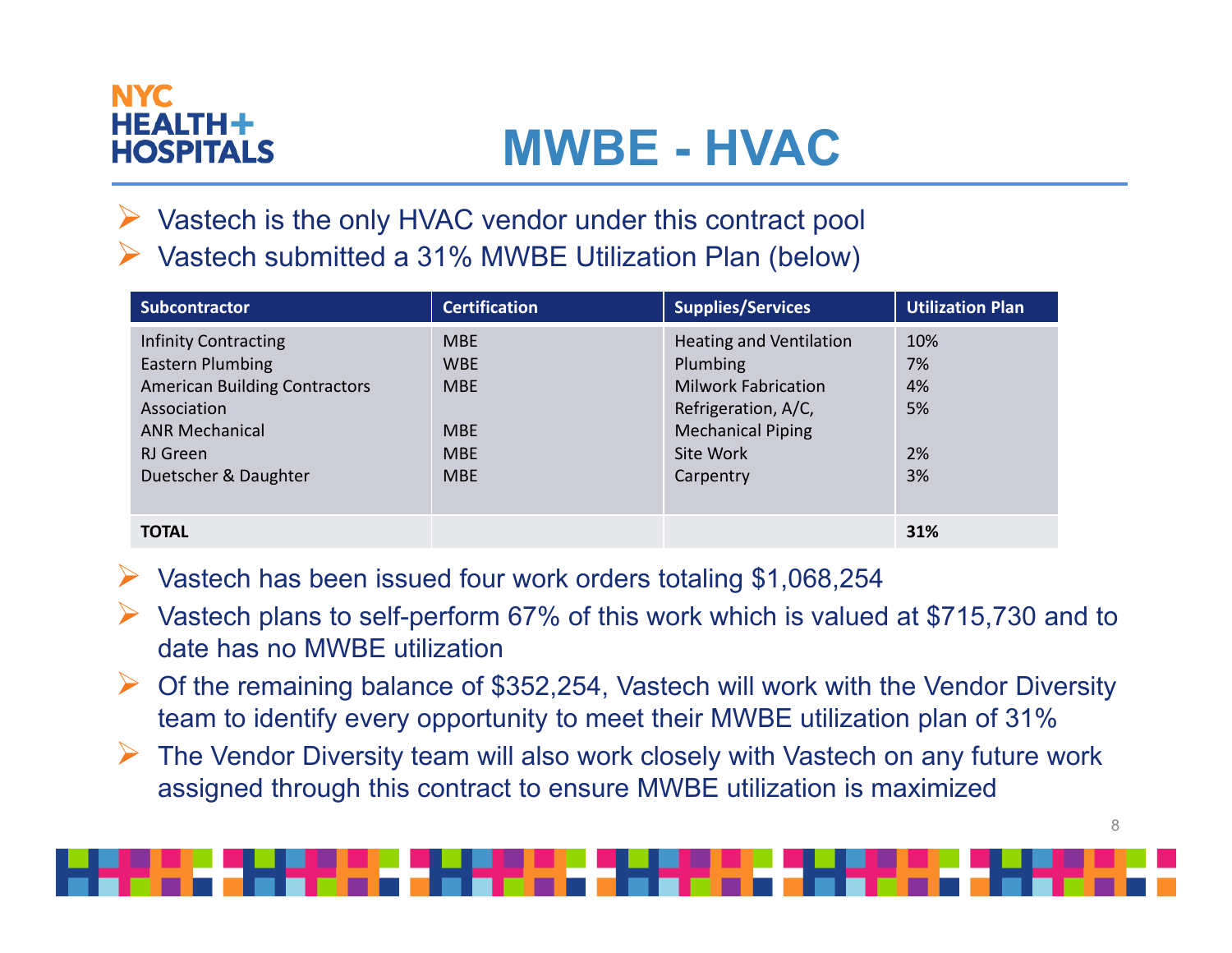# MWBE - HVAC

- Vastech is the only HVAC vendor under this contract pool
- Vastech submitted a 31% MWBE Utilization Plan (below)

| Subcontractor | Certification | Supplies/Services | Utilization Plan |
|---|---|---|---|
| Infinity Contracting | MBE | Heating and Ventilation | 10% |
| Eastern Plumbing | WBE | Plumbing | 7% |
| American Building Contractors | MBE | Milwork Fabrication | 4% |
| Association | | Refrigeration, A/C, | 5% |
| ANR Mechanical | MBE | Mechanical Piping | |
| RJ Green | MBE | Site Work | 2% |
| Duetscher & Daughter | MBE | Carpentry | 3% |
| **TOTAL** | | | **31%** |

- Vastech has been issued four work orders totaling $1,068,254
- Vastech plans to self-perform 67% of this work which is valued at $715,730 and to date has no MWBE utilization
- Of the remaining balance of $352,254, Vastech will work with the Vendor Diversity team to identify every opportunity to meet their MWBE utilization plan of 31%
- The Vendor Diversity team will also work closely with Vastech on any future work assigned through this contract to ensure MWBE utilization is maximized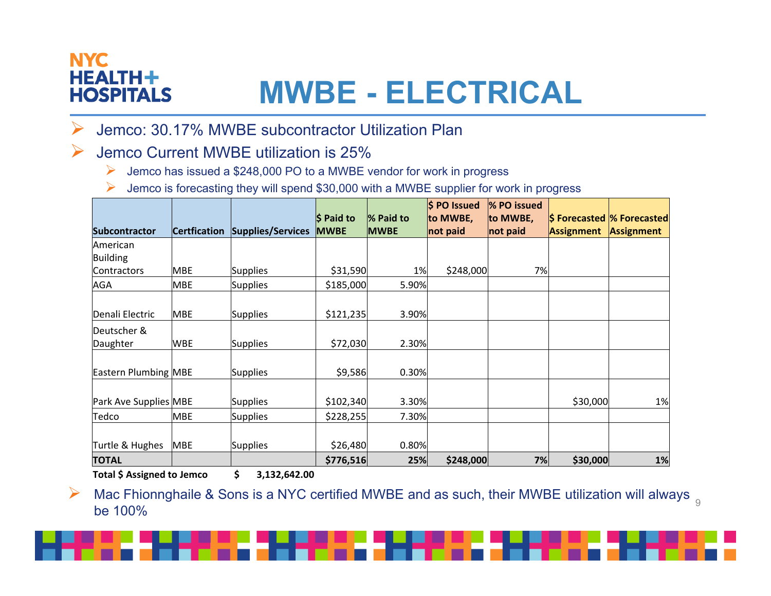# MWBE - ELECTRICAL

- Jemco: 30.17% MWBE subcontractor Utilization Plan
- Jemco Current MWBE utilization is 25%
  - Jemco has issued a $248,000 PO to a MWBE vendor for work in progress
  - Jemco is forecasting they will spend $30,000 with a MWBE supplier for work in progress

| Subcontractor | Certfication | Supplies/Services | $ Paid to MWBE | % Paid to MWBE | $ PO Issued to MWBE, not paid | % PO issued to MWBE, not paid | $ Forecasted Assignment | % Forecasted Assignment |
|---|---|---|---|---|---|---|---|---|
| American Building Contractors | MBE | Supplies | $31,590 | 1% | $248,000 | 7% | | |
| AGA | MBE | Supplies | $185,000 | 5.90% | | | | |
| Denali Electric | MBE | Supplies | $121,235 | 3.90% | | | | |
| Deutscher & Daughter | WBE | Supplies | $72,030 | 2.30% | | | | |
| Eastern Plumbing | MBE | Supplies | $9,586 | 0.30% | | | | |
| Park Ave Supplies | MBE | Supplies | $102,340 | 3.30% | | | $30,000 | 1% |
| Tedco | MBE | Supplies | $228,255 | 7.30% | | | | |
| Turtle & Hughes | MBE | Supplies | $26,480 | 0.80% | | | | |
| **TOTAL** | | | **$776,516** | **25%** | **$248,000** | **7%** | **$30,000** | **1%** |

**Total $ Assigned to Jemco** **$ 3,132,642.00**

- Mac Fhionnghaile & Sons is a NYC certified MWBE and as such, their MWBE utilization will always be 100%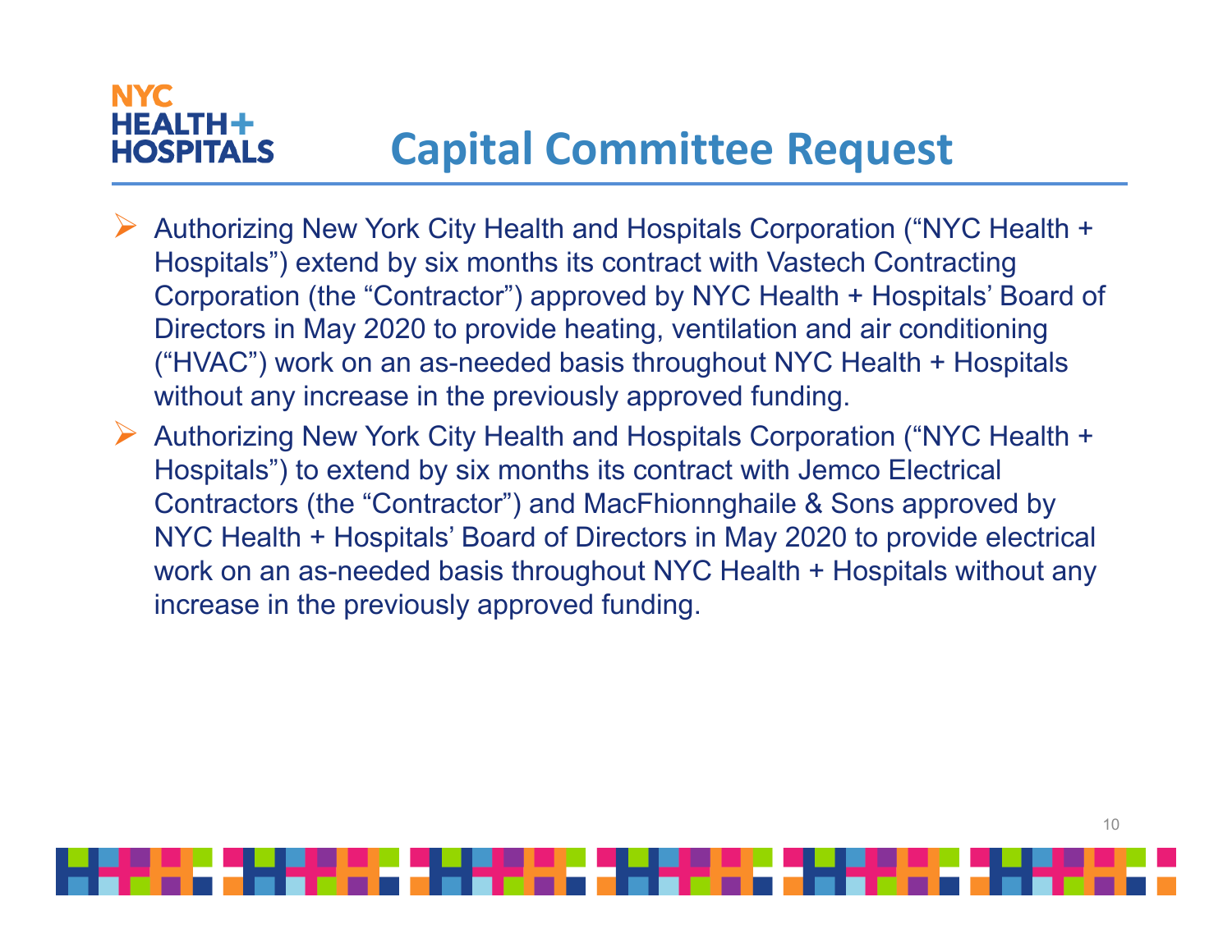# Capital Committee Request

- Authorizing New York City Health and Hospitals Corporation ("NYC Health + Hospitals") extend by six months its contract with Vastech Contracting Corporation (the "Contractor") approved by NYC Health + Hospitals' Board of Directors in May 2020 to provide heating, ventilation and air conditioning ("HVAC") work on an as-needed basis throughout NYC Health + Hospitals without any increase in the previously approved funding.
- Authorizing New York City Health and Hospitals Corporation ("NYC Health + Hospitals") to extend by six months its contract with Jemco Electrical Contractors (the "Contractor") and MacFhionnghaile & Sons approved by NYC Health + Hospitals' Board of Directors in May 2020 to provide electrical work on an as-needed basis throughout NYC Health + Hospitals without any increase in the previously approved funding.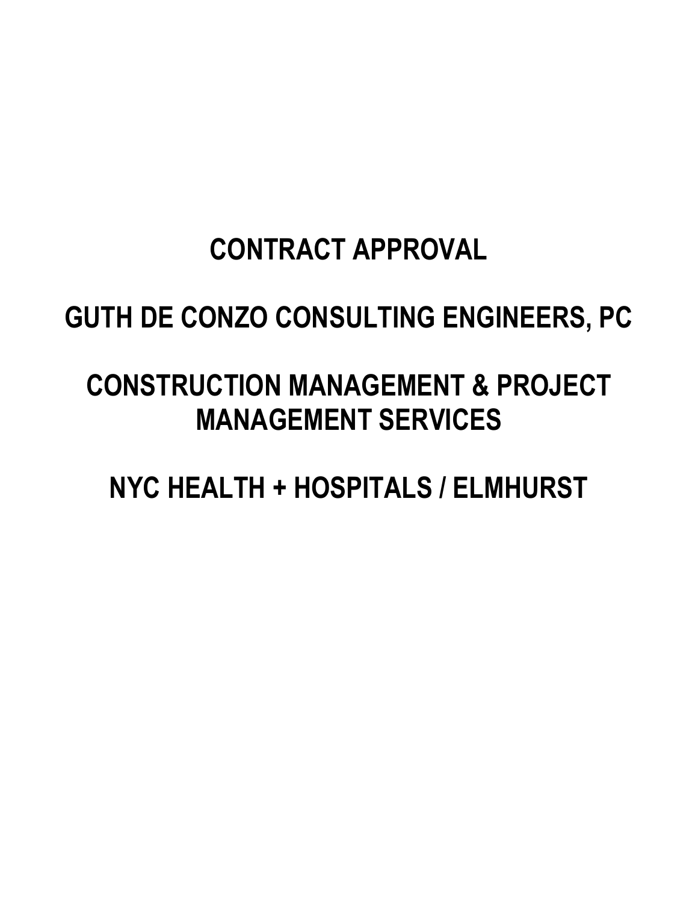# CONTRACT APPROVAL

# GUTH DE CONZO CONSULTING ENGINEERS, PC

# CONSTRUCTION MANAGEMENT & PROJECT MANAGEMENT SERVICES

# NYC HEALTH + HOSPITALS / ELMHURST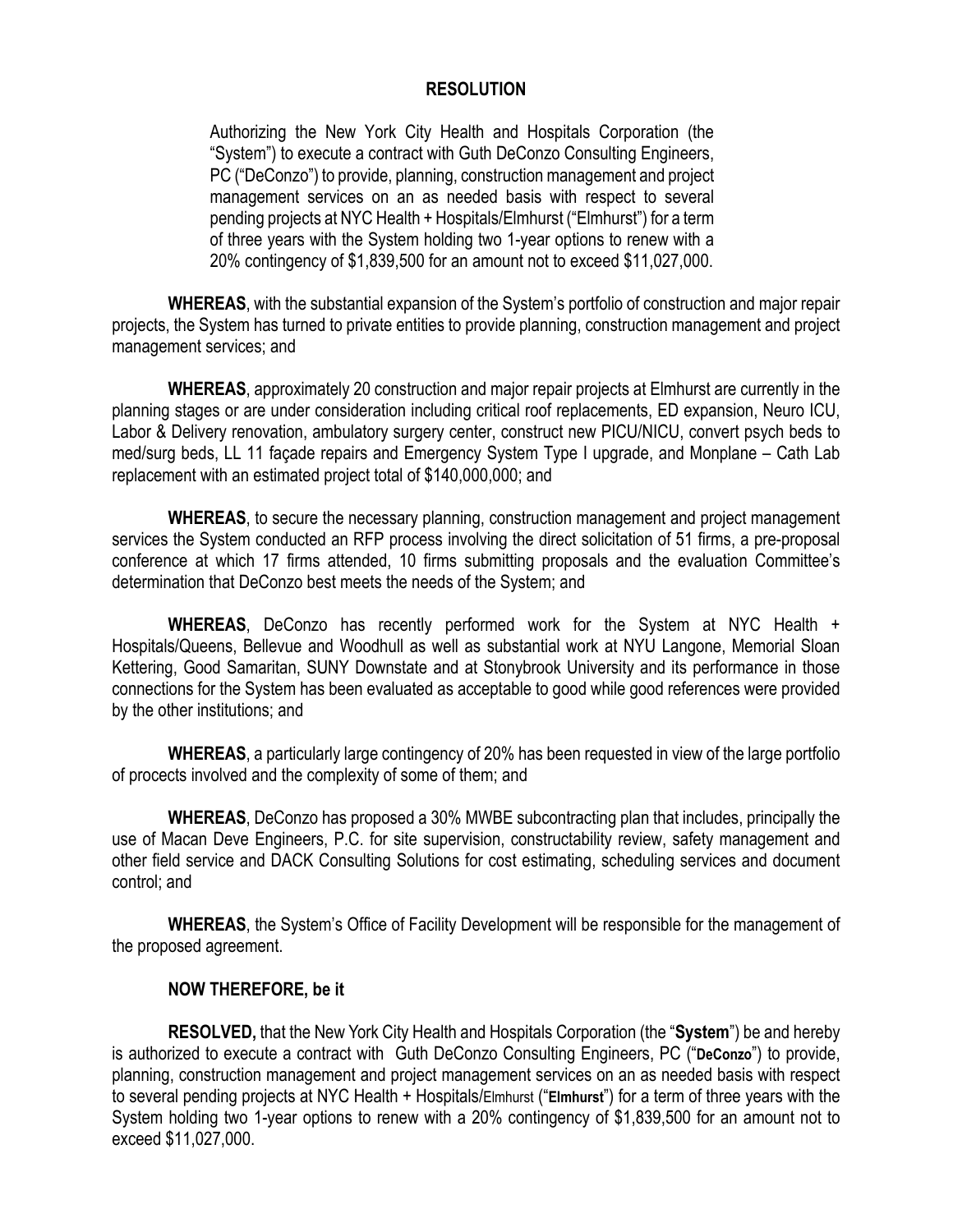# RESOLUTION

Authorizing the New York City Health and Hospitals Corporation (the "System") to execute a contract with Guth DeConzo Consulting Engineers, PC ("DeConzo") to provide, planning, construction management and project management services on an as needed basis with respect to several pending projects at NYC Health + Hospitals/Elmhurst ("Elmhurst") for a term of three years with the System holding two 1-year options to renew with a 20% contingency of $1,839,500 for an amount not to exceed $11,027,000.

**WHEREAS**, with the substantial expansion of the System's portfolio of construction and major repair projects, the System has turned to private entities to provide planning, construction management and project management services; and

**WHEREAS**, approximately 20 construction and major repair projects at Elmhurst are currently in the planning stages or are under consideration including critical roof replacements, ED expansion, Neuro ICU, Labor & Delivery renovation, ambulatory surgery center, construct new PICU/NICU, convert psych beds to med/surg beds, LL 11 façade repairs and Emergency System Type I upgrade, and Monplane – Cath Lab replacement with an estimated project total of $140,000,000; and

**WHEREAS**, to secure the necessary planning, construction management and project management services the System conducted an RFP process involving the direct solicitation of 51 firms, a pre-proposal conference at which 17 firms attended, 10 firms submitting proposals and the evaluation Committee's determination that DeConzo best meets the needs of the System; and

**WHEREAS**, DeConzo has recently performed work for the System at NYC Health + Hospitals/Queens, Bellevue and Woodhull as well as substantial work at NYU Langone, Memorial Sloan Kettering, Good Samaritan, SUNY Downstate and at Stonybrook University and its performance in those connections for the System has been evaluated as acceptable to good while good references were provided by the other institutions; and

**WHEREAS**, a particularly large contingency of 20% has been requested in view of the large portfolio of procects involved and the complexity of some of them; and

**WHEREAS**, DeConzo has proposed a 30% MWBE subcontracting plan that includes, principally the use of Macan Deve Engineers, P.C. for site supervision, constructability review, safety management and other field service and DACK Consulting Solutions for cost estimating, scheduling services and document control; and

**WHEREAS**, the System's Office of Facility Development will be responsible for the management of the proposed agreement.

**NOW THEREFORE, be it**

**RESOLVED,** that the New York City Health and Hospitals Corporation (the "**System**") be and hereby is authorized to execute a contract with Guth DeConzo Consulting Engineers, PC ("**DeConzo**") to provide, planning, construction management and project management services on an as needed basis with respect to several pending projects at NYC Health + Hospitals/Elmhurst ("**Elmhurst**") for a term of three years with the System holding two 1-year options to renew with a 20% contingency of $1,839,500 for an amount not to exceed $11,027,000.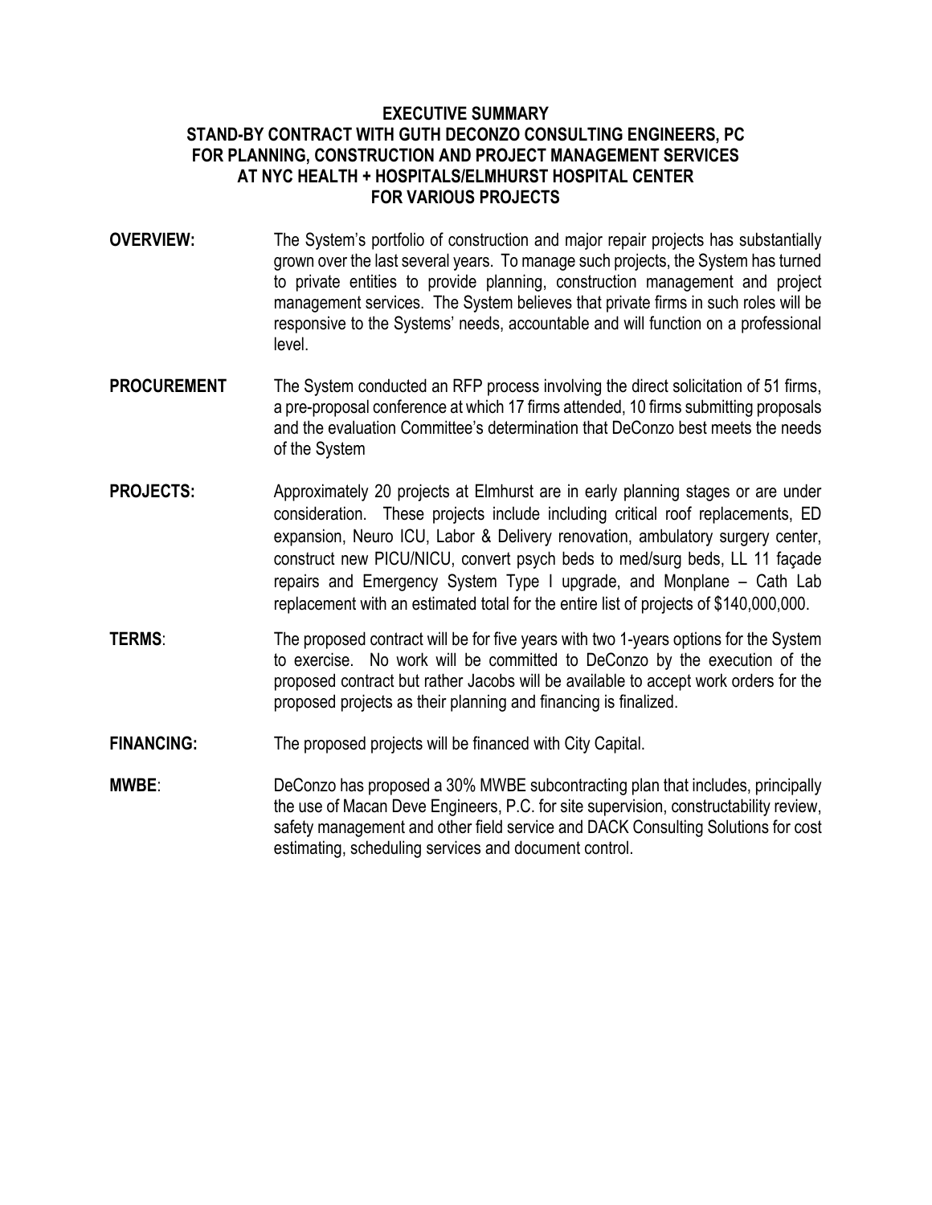# EXECUTIVE SUMMARY
## STAND-BY CONTRACT WITH GUTH DECONZO CONSULTING ENGINEERS, PC FOR PLANNING, CONSTRUCTION AND PROJECT MANAGEMENT SERVICES AT NYC HEALTH + HOSPITALS/ELMHURST HOSPITAL CENTER FOR VARIOUS PROJECTS

**OVERVIEW:** The System's portfolio of construction and major repair projects has substantially grown over the last several years. To manage such projects, the System has turned to private entities to provide planning, construction management and project management services. The System believes that private firms in such roles will be responsive to the Systems' needs, accountable and will function on a professional level.

**PROCUREMENT** The System conducted an RFP process involving the direct solicitation of 51 firms, a pre-proposal conference at which 17 firms attended, 10 firms submitting proposals and the evaluation Committee's determination that DeConzo best meets the needs of the System

**PROJECTS:** Approximately 20 projects at Elmhurst are in early planning stages or are under consideration. These projects include including critical roof replacements, ED expansion, Neuro ICU, Labor & Delivery renovation, ambulatory surgery center, construct new PICU/NICU, convert psych beds to med/surg beds, LL 11 façade repairs and Emergency System Type I upgrade, and Monplane – Cath Lab replacement with an estimated total for the entire list of projects of $140,000,000.

**TERMS**: The proposed contract will be for five years with two 1-years options for the System to exercise. No work will be committed to DeConzo by the execution of the proposed contract but rather Jacobs will be available to accept work orders for the proposed projects as their planning and financing is finalized.

**FINANCING:** The proposed projects will be financed with City Capital.

**MWBE**: DeConzo has proposed a 30% MWBE subcontracting plan that includes, principally the use of Macan Deve Engineers, P.C. for site supervision, constructability review, safety management and other field service and DACK Consulting Solutions for cost estimating, scheduling services and document control.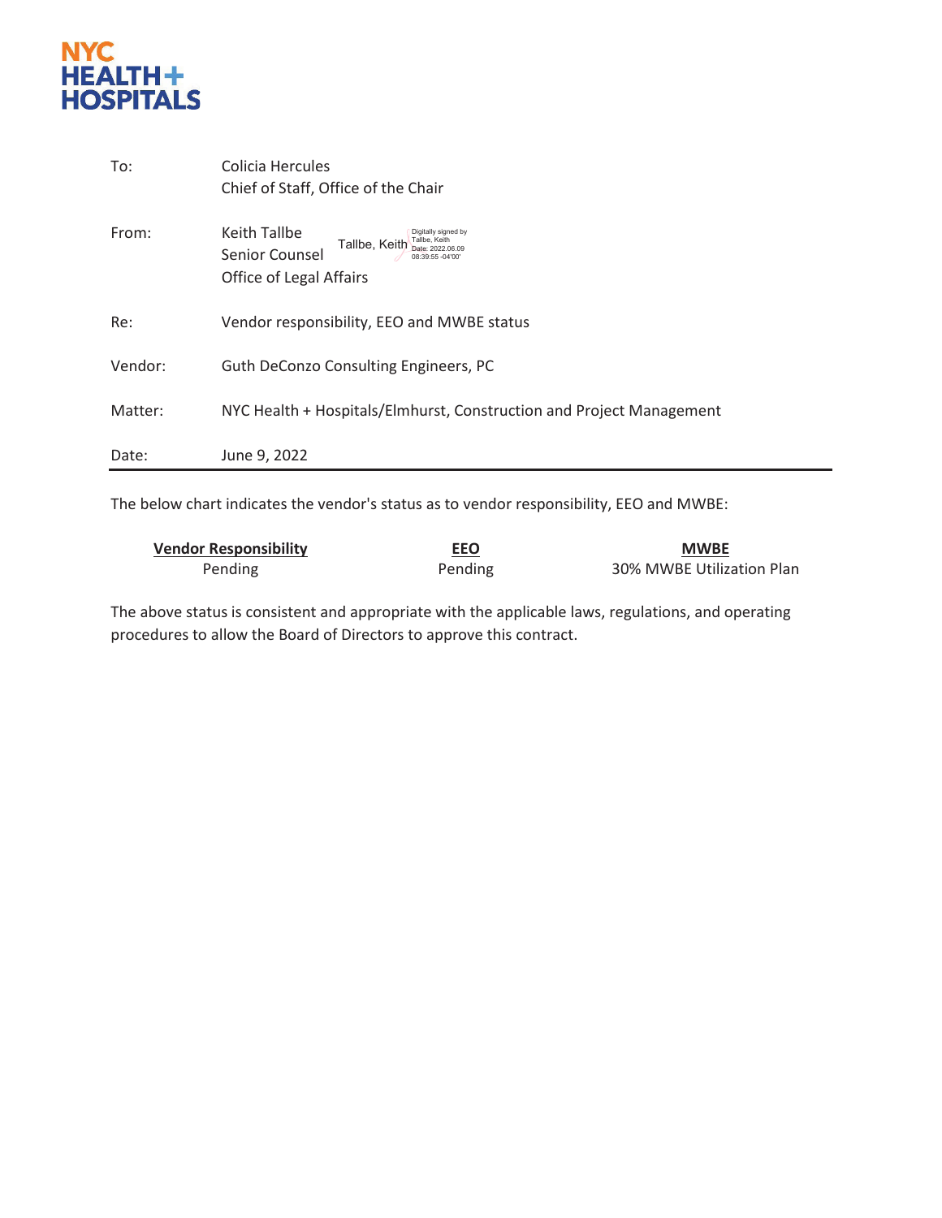NYC HEALTH + HOSPITALS

| | |
|---|---|
| To: | Colicia Hercules<br>Chief of Staff, Office of the Chair |
| From: | Keith Tallbe<br>Senior Counsel<br>Office of Legal Affairs |
| Re: | Vendor responsibility, EEO and MWBE status |
| Vendor: | Guth DeConzo Consulting Engineers, PC |
| Matter: | NYC Health + Hospitals/Elmhurst, Construction and Project Management |
| Date: | June 9, 2022 |

Tallbe, Keith — Digitally signed by Tallbe, Keith Date: 2022.06.09 08:39:55 -04'00'

The below chart indicates the vendor's status as to vendor responsibility, EEO and MWBE:

| Vendor Responsibility | EEO | MWBE |
|---|---|---|
| Pending | Pending | 30% MWBE Utilization Plan |

The above status is consistent and appropriate with the applicable laws, regulations, and operating procedures to allow the Board of Directors to approve this contract.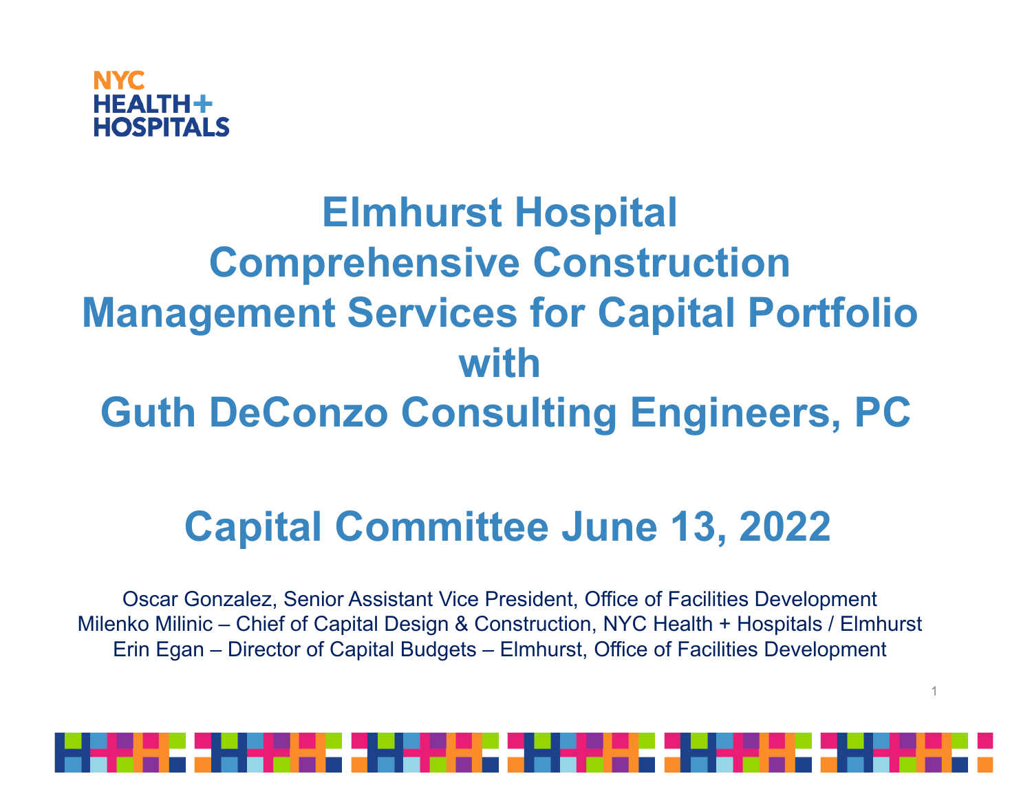NYC HEALTH+ HOSPITALS

# Elmhurst Hospital Comprehensive Construction Management Services for Capital Portfolio with Guth DeConzo Consulting Engineers, PC

## Capital Committee June 13, 2022

Oscar Gonzalez, Senior Assistant Vice President, Office of Facilities Development
Milenko Milinic – Chief of Capital Design & Construction, NYC Health + Hospitals / Elmhurst
Erin Egan – Director of Capital Budgets – Elmhurst, Office of Facilities Development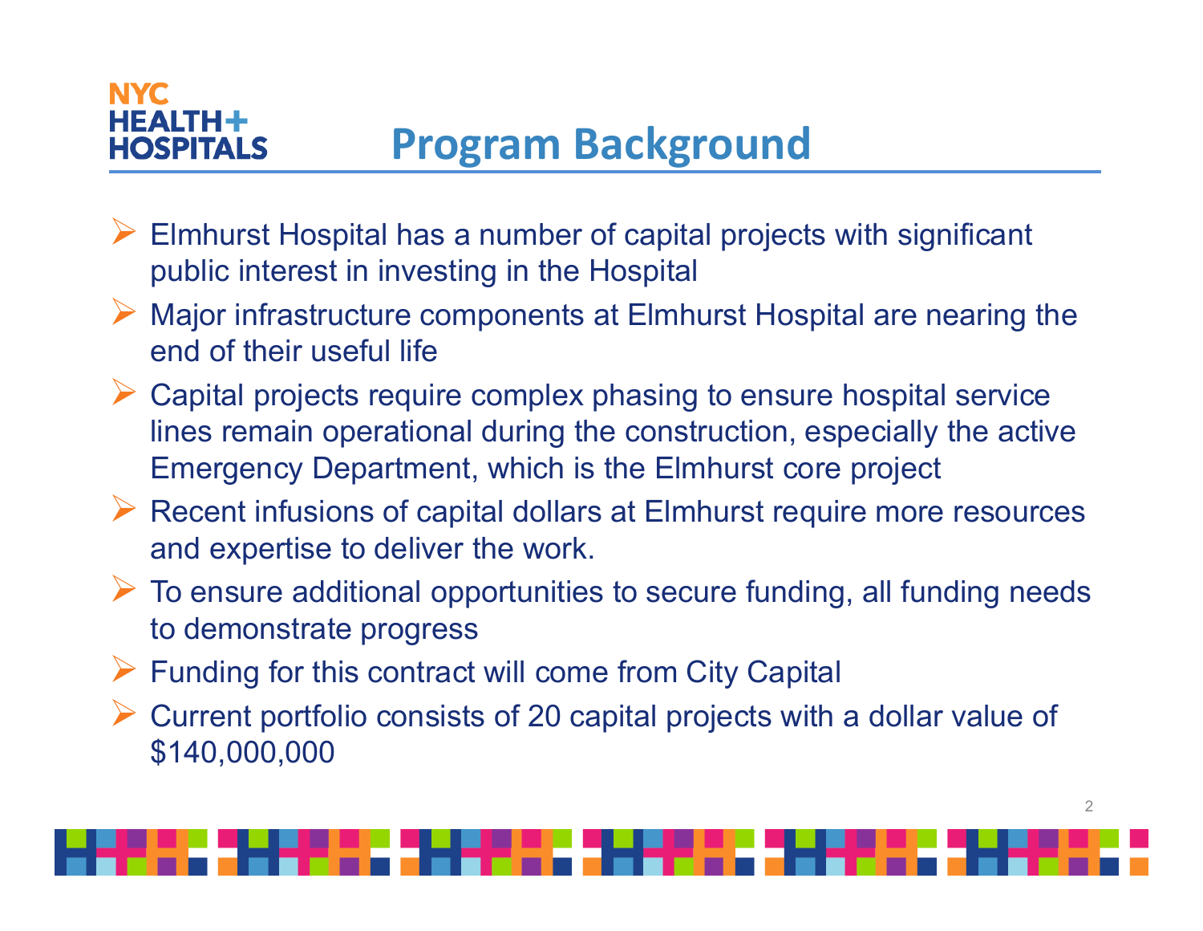NYC HEALTH+ HOSPITALS

# Program Background

- Elmhurst Hospital has a number of capital projects with significant public interest in investing in the Hospital
- Major infrastructure components at Elmhurst Hospital are nearing the end of their useful life
- Capital projects require complex phasing to ensure hospital service lines remain operational during the construction, especially the active Emergency Department, which is the Elmhurst core project
- Recent infusions of capital dollars at Elmhurst require more resources and expertise to deliver the work.
- To ensure additional opportunities to secure funding, all funding needs to demonstrate progress
- Funding for this contract will come from City Capital
- Current portfolio consists of 20 capital projects with a dollar value of $140,000,000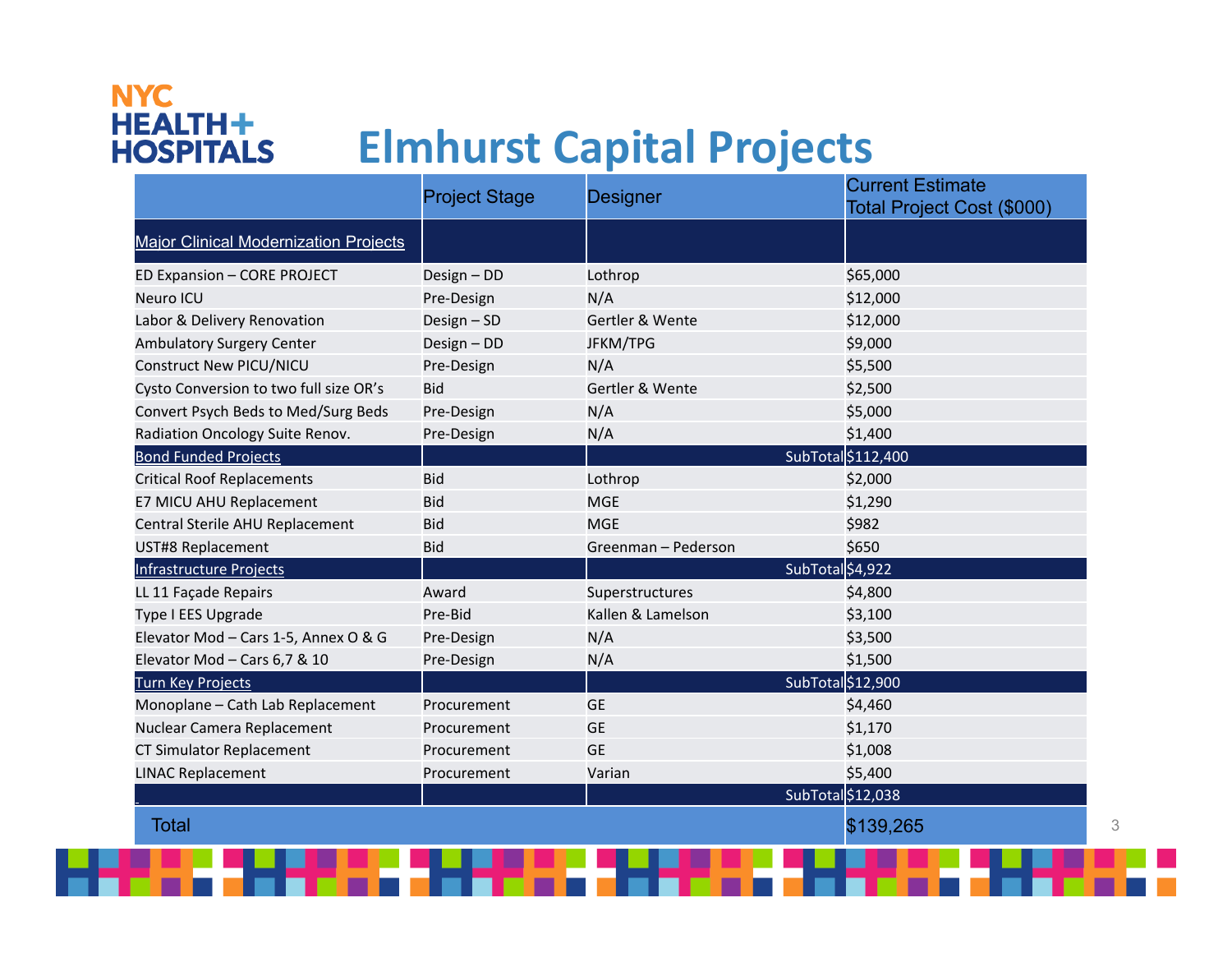# Elmhurst Capital Projects

| | Project Stage | Designer | Current Estimate Total Project Cost ($000) |
|---|---|---|---|
| Major Clinical Modernization Projects | | | |
| ED Expansion – CORE PROJECT | Design – DD | Lothrop | $65,000 |
| Neuro ICU | Pre-Design | N/A | $12,000 |
| Labor & Delivery Renovation | Design – SD | Gertler & Wente | $12,000 |
| Ambulatory Surgery Center | Design – DD | JFKM/TPG | $9,000 |
| Construct New PICU/NICU | Pre-Design | N/A | $5,500 |
| Cysto Conversion to two full size OR's | Bid | Gertler & Wente | $2,500 |
| Convert Psych Beds to Med/Surg Beds | Pre-Design | N/A | $5,000 |
| Radiation Oncology Suite Renov. | Pre-Design | N/A | $1,400 |
| Bond Funded Projects | | SubTotal | $112,400 |
| Critical Roof Replacements | Bid | Lothrop | $2,000 |
| E7 MICU AHU Replacement | Bid | MGE | $1,290 |
| Central Sterile AHU Replacement | Bid | MGE | $982 |
| UST#8 Replacement | Bid | Greenman – Pederson | $650 |
| Infrastructure Projects | | SubTotal | $4,922 |
| LL 11 Façade Repairs | Award | Superstructures | $4,800 |
| Type I EES Upgrade | Pre-Bid | Kallen & Lamelson | $3,100 |
| Elevator Mod – Cars 1-5, Annex O & G | Pre-Design | N/A | $3,500 |
| Elevator Mod – Cars 6,7 & 10 | Pre-Design | N/A | $1,500 |
| Turn Key Projects | | SubTotal | $12,900 |
| Monoplane – Cath Lab Replacement | Procurement | GE | $4,460 |
| Nuclear Camera Replacement | Procurement | GE | $1,170 |
| CT Simulator Replacement | Procurement | GE | $1,008 |
| LINAC Replacement | Procurement | Varian | $5,400 |
| | | SubTotal | $12,038 |
| Total | | | $139,265 |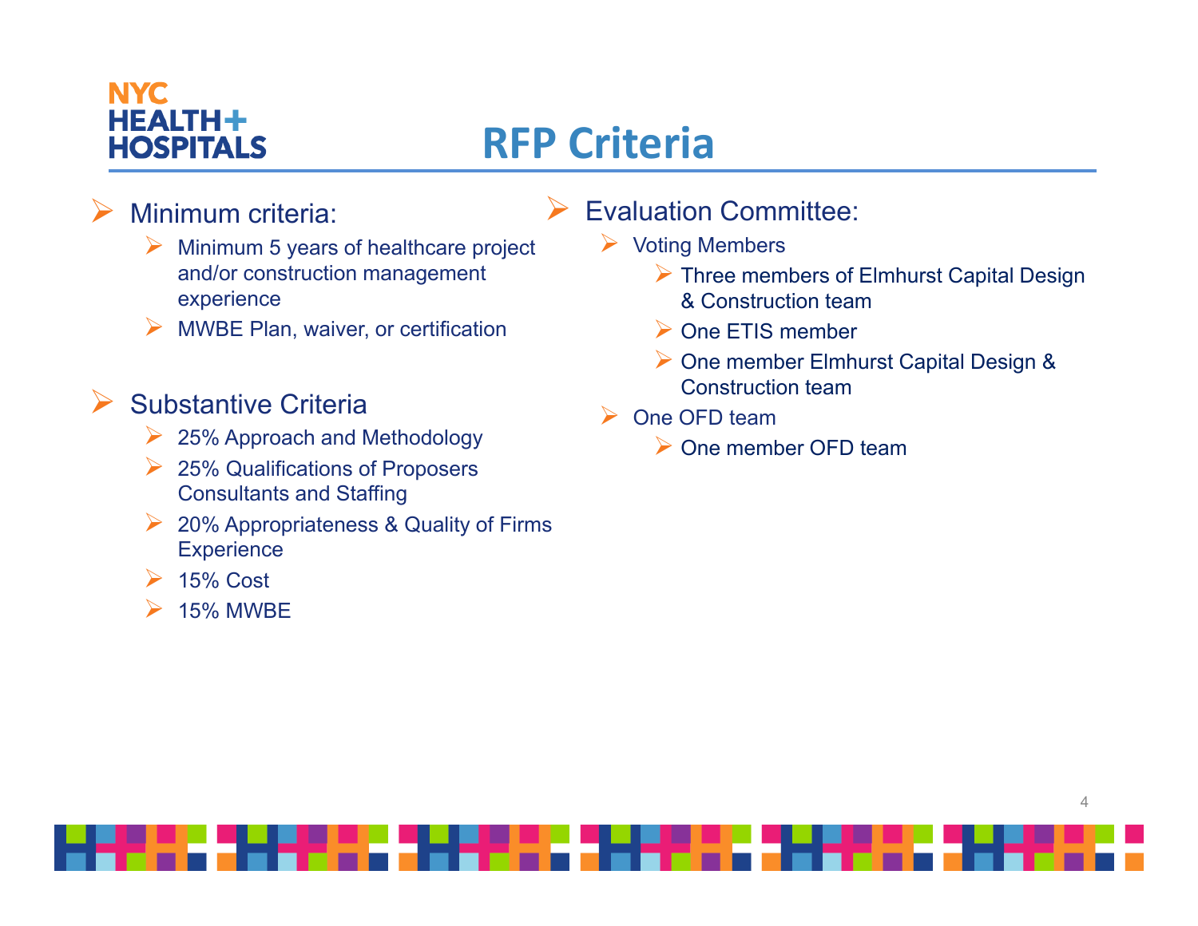# RFP Criteria

- Minimum criteria:
  - Minimum 5 years of healthcare project and/or construction management experience
  - MWBE Plan, waiver, or certification
- Substantive Criteria
  - 25% Approach and Methodology
  - 25% Qualifications of Proposers Consultants and Staffing
  - 20% Appropriateness & Quality of Firms Experience
  - 15% Cost
  - 15% MWBE
- Evaluation Committee:
  - Voting Members
    - Three members of Elmhurst Capital Design & Construction team
    - One ETIS member
    - One member Elmhurst Capital Design & Construction team
  - One OFD team
    - One member OFD team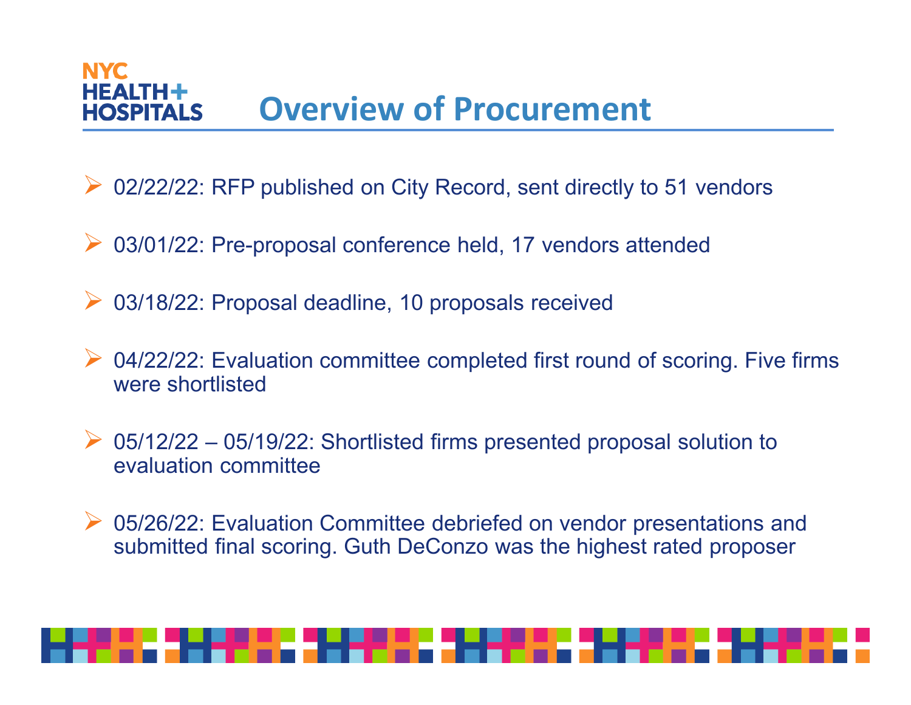# Overview of Procurement

- 02/22/22: RFP published on City Record, sent directly to 51 vendors
- 03/01/22: Pre-proposal conference held, 17 vendors attended
- 03/18/22: Proposal deadline, 10 proposals received
- 04/22/22: Evaluation committee completed first round of scoring. Five firms were shortlisted
- 05/12/22 – 05/19/22: Shortlisted firms presented proposal solution to evaluation committee
- 05/26/22: Evaluation Committee debriefed on vendor presentations and submitted final scoring. Guth DeConzo was the highest rated proposer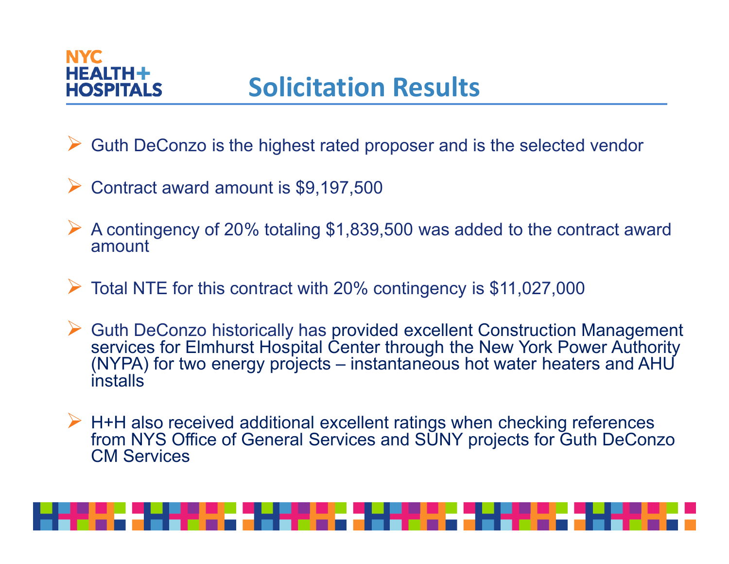# Solicitation Results

- Guth DeConzo is the highest rated proposer and is the selected vendor
- Contract award amount is $9,197,500
- A contingency of 20% totaling $1,839,500 was added to the contract award amount
- Total NTE for this contract with 20% contingency is $11,027,000
- Guth DeConzo historically has provided excellent Construction Management services for Elmhurst Hospital Center through the New York Power Authority (NYPA) for two energy projects – instantaneous hot water heaters and AHU installs
- H+H also received additional excellent ratings when checking references from NYS Office of General Services and SUNY projects for Guth DeConzo CM Services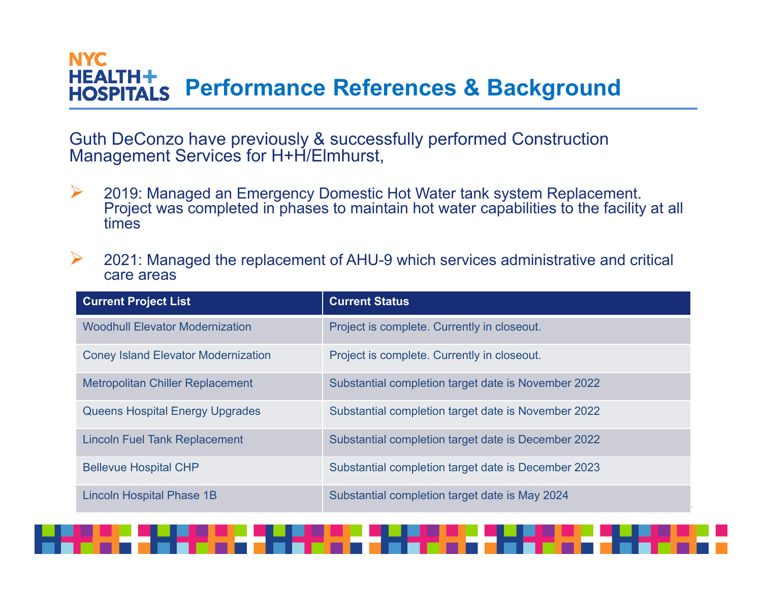# Performance References & Background

Guth DeConzo have previously & successfully performed Construction Management Services for H+H/Elmhurst,

- 2019: Managed an Emergency Domestic Hot Water tank system Replacement. Project was completed in phases to maintain hot water capabilities to the facility at all times
- 2021: Managed the replacement of AHU-9 which services administrative and critical care areas

| Current Project List | Current Status |
| --- | --- |
| Woodhull Elevator Modernization | Project is complete. Currently in closeout. |
| Coney Island Elevator Modernization | Project is complete. Currently in closeout. |
| Metropolitan Chiller Replacement | Substantial completion target date is November 2022 |
| Queens Hospital Energy Upgrades | Substantial completion target date is November 2022 |
| Lincoln Fuel Tank Replacement | Substantial completion target date is December 2022 |
| Bellevue Hospital CHP | Substantial completion target date is December 2023 |
| Lincoln Hospital Phase 1B | Substantial completion target date is May 2024 |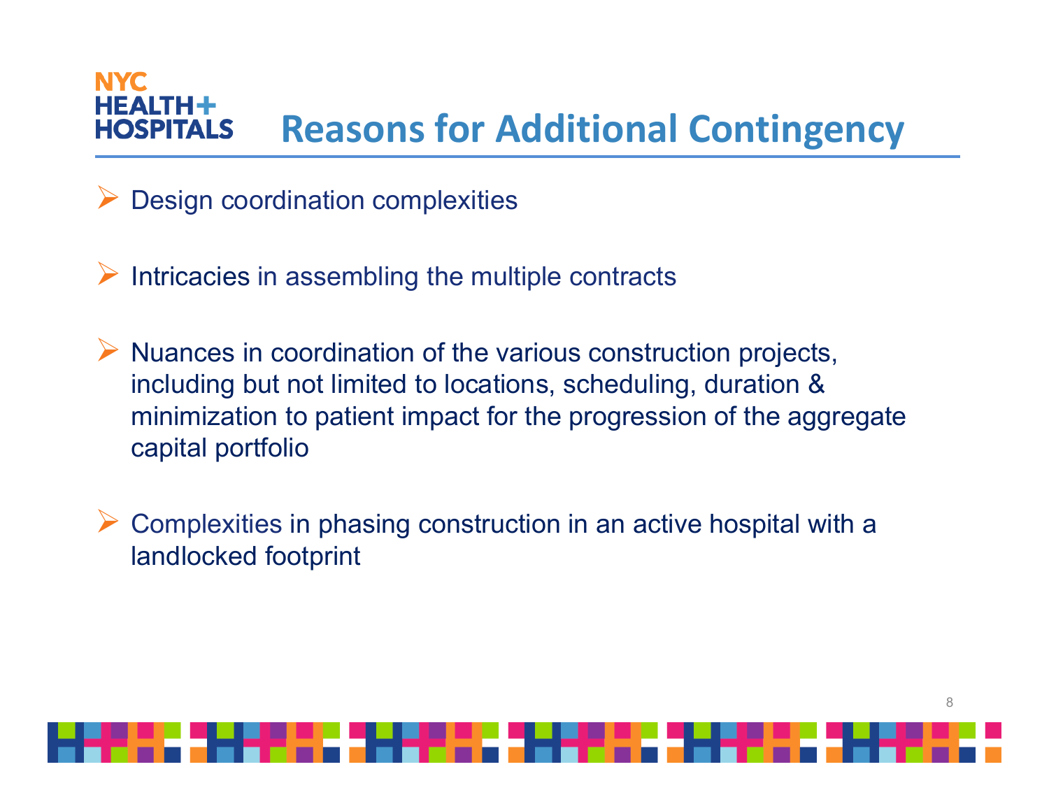# Reasons for Additional Contingency

- Design coordination complexities
- Intricacies in assembling the multiple contracts
- Nuances in coordination of the various construction projects, including but not limited to locations, scheduling, duration & minimization to patient impact for the progression of the aggregate capital portfolio
- Complexities in phasing construction in an active hospital with a landlocked footprint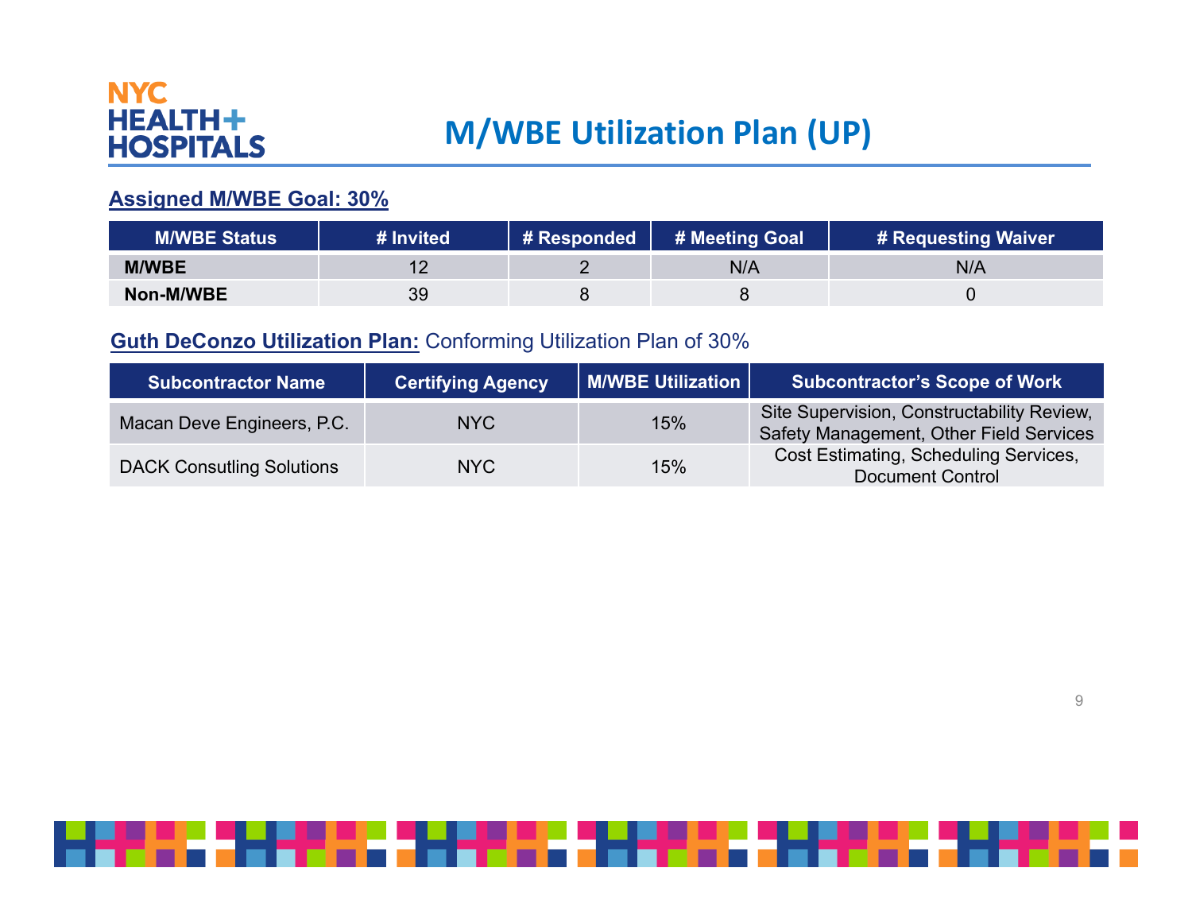# M/WBE Utilization Plan (UP)

**Assigned M/WBE Goal: 30%**

| M/WBE Status | # Invited | # Responded | # Meeting Goal | # Requesting Waiver |
|---|---|---|---|---|
| **M/WBE** | 12 | 2 | N/A | N/A |
| **Non-M/WBE** | 39 | 8 | 8 | 0 |

**Guth DeConzo Utilization Plan:** Conforming Utilization Plan of 30%

| Subcontractor Name | Certifying Agency | M/WBE Utilization | Subcontractor's Scope of Work |
|---|---|---|---|
| Macan Deve Engineers, P.C. | NYC | 15% | Site Supervision, Constructability Review, Safety Management, Other Field Services |
| DACK Consutling Solutions | NYC | 15% | Cost Estimating, Scheduling Services, Document Control |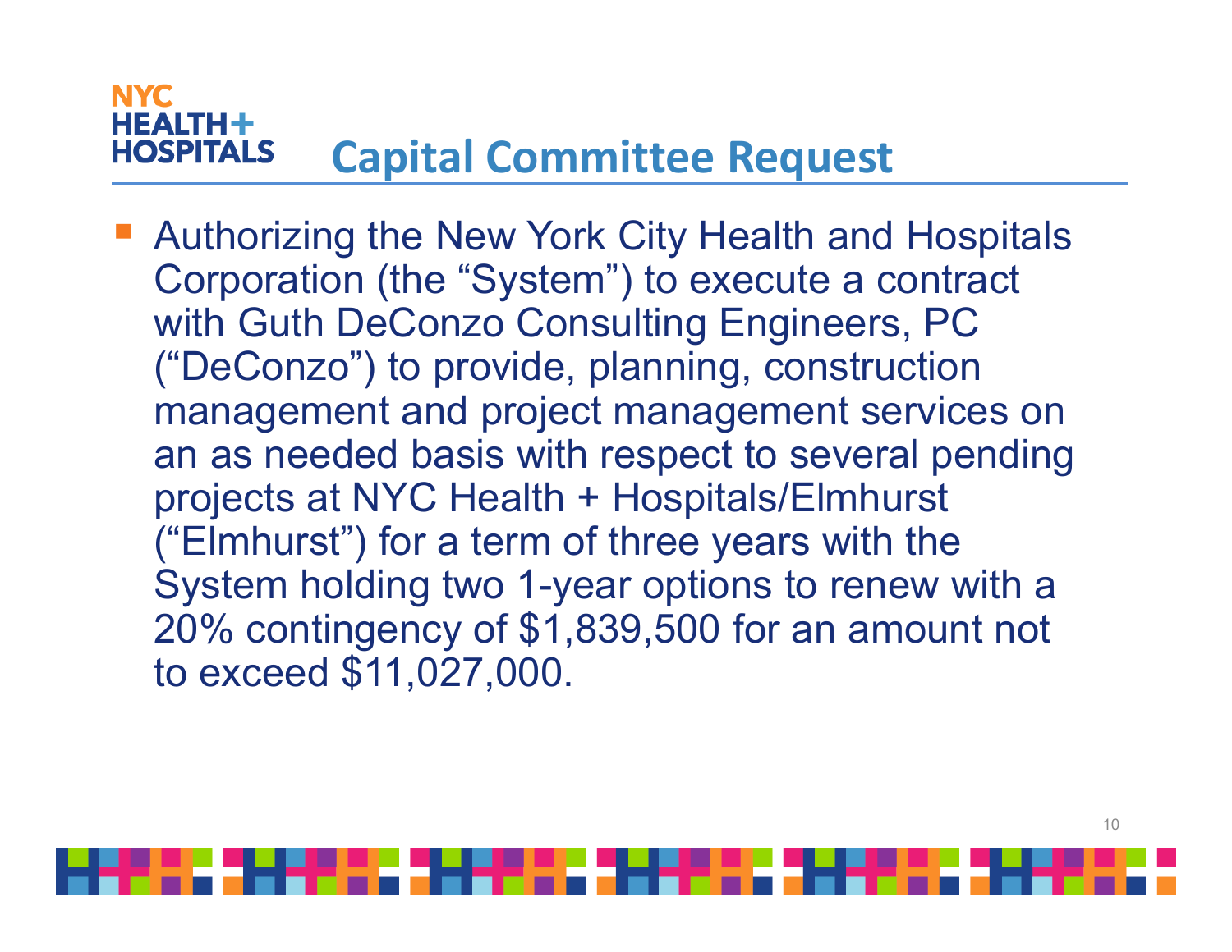# Capital Committee Request

- Authorizing the New York City Health and Hospitals Corporation (the "System") to execute a contract with Guth DeConzo Consulting Engineers, PC ("DeConzo") to provide, planning, construction management and project management services on an as needed basis with respect to several pending projects at NYC Health + Hospitals/Elmhurst ("Elmhurst") for a term of three years with the System holding two 1-year options to renew with a 20% contingency of $1,839,500 for an amount not to exceed $11,027,000.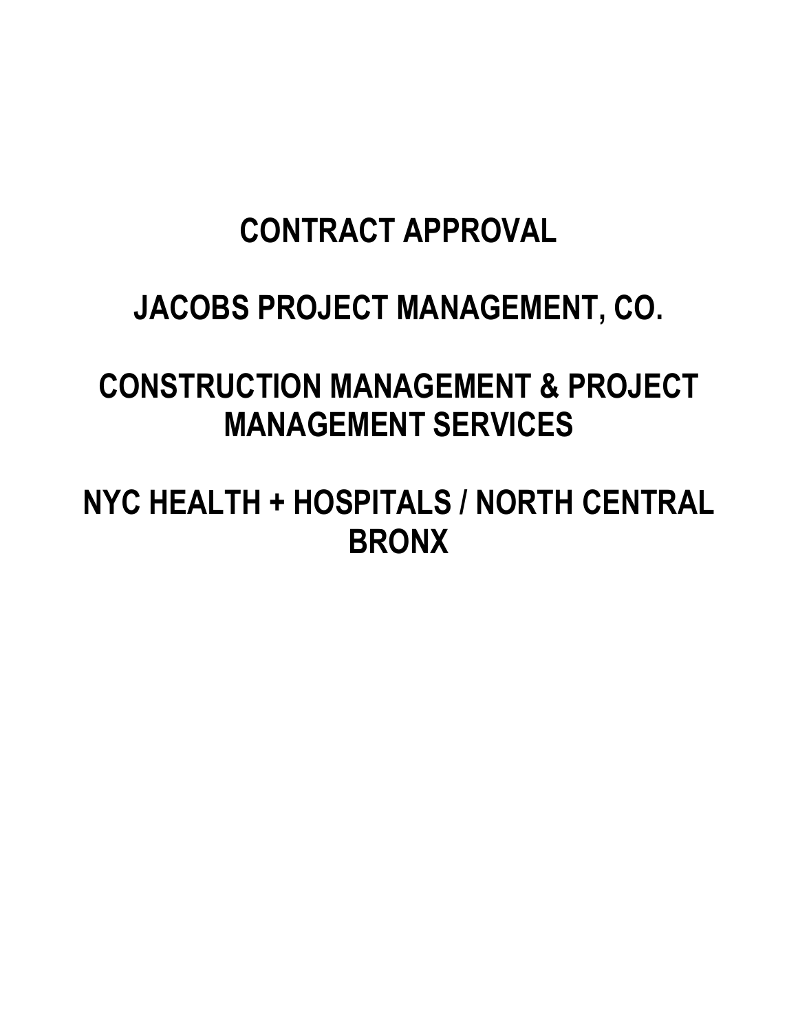# CONTRACT APPROVAL

# JACOBS PROJECT MANAGEMENT, CO.

# CONSTRUCTION MANAGEMENT & PROJECT MANAGEMENT SERVICES

# NYC HEALTH + HOSPITALS / NORTH CENTRAL BRONX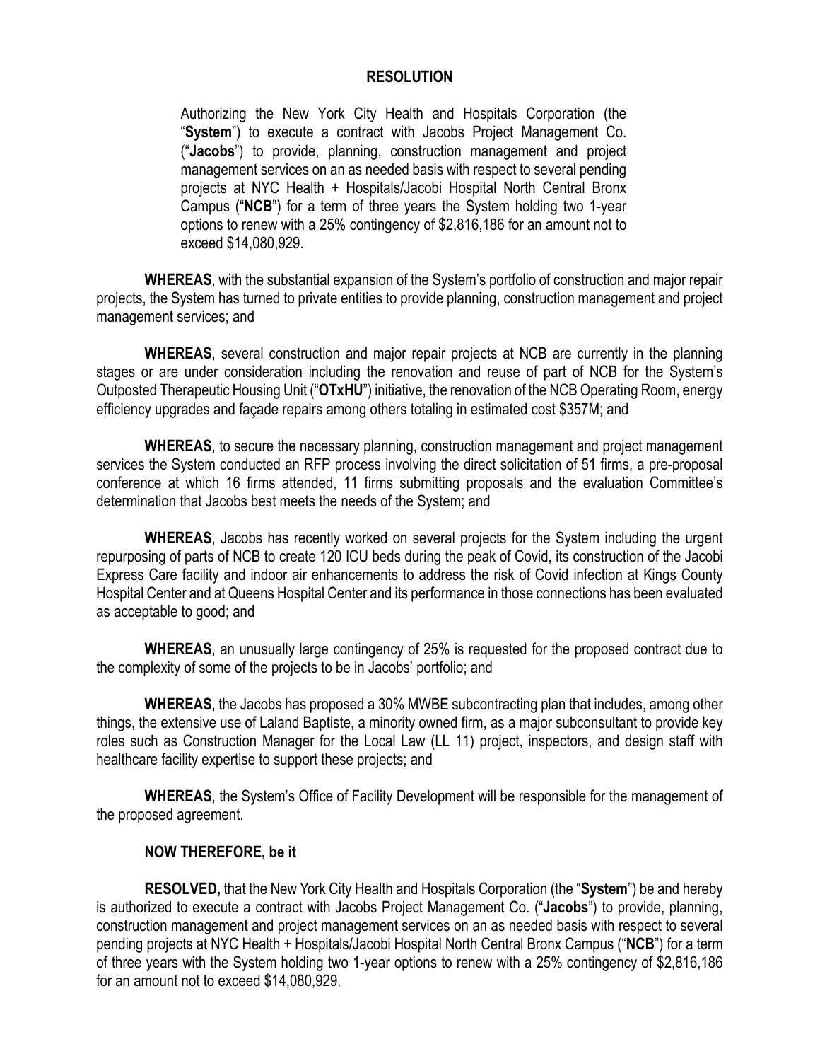## RESOLUTION

Authorizing the New York City Health and Hospitals Corporation (the "**System**") to execute a contract with Jacobs Project Management Co. ("**Jacobs**") to provide, planning, construction management and project management services on an as needed basis with respect to several pending projects at NYC Health + Hospitals/Jacobi Hospital North Central Bronx Campus ("**NCB**") for a term of three years the System holding two 1-year options to renew with a 25% contingency of $2,816,186 for an amount not to exceed $14,080,929.

**WHEREAS**, with the substantial expansion of the System's portfolio of construction and major repair projects, the System has turned to private entities to provide planning, construction management and project management services; and

**WHEREAS**, several construction and major repair projects at NCB are currently in the planning stages or are under consideration including the renovation and reuse of part of NCB for the System's Outposted Therapeutic Housing Unit ("**OTxHU**") initiative, the renovation of the NCB Operating Room, energy efficiency upgrades and façade repairs among others totaling in estimated cost $357M; and

**WHEREAS**, to secure the necessary planning, construction management and project management services the System conducted an RFP process involving the direct solicitation of 51 firms, a pre-proposal conference at which 16 firms attended, 11 firms submitting proposals and the evaluation Committee's determination that Jacobs best meets the needs of the System; and

**WHEREAS**, Jacobs has recently worked on several projects for the System including the urgent repurposing of parts of NCB to create 120 ICU beds during the peak of Covid, its construction of the Jacobi Express Care facility and indoor air enhancements to address the risk of Covid infection at Kings County Hospital Center and at Queens Hospital Center and its performance in those connections has been evaluated as acceptable to good; and

**WHEREAS**, an unusually large contingency of 25% is requested for the proposed contract due to the complexity of some of the projects to be in Jacobs' portfolio; and

**WHEREAS**, the Jacobs has proposed a 30% MWBE subcontracting plan that includes, among other things, the extensive use of Laland Baptiste, a minority owned firm, as a major subconsultant to provide key roles such as Construction Manager for the Local Law (LL 11) project, inspectors, and design staff with healthcare facility expertise to support these projects; and

**WHEREAS**, the System's Office of Facility Development will be responsible for the management of the proposed agreement.

**NOW THEREFORE, be it**

**RESOLVED,** that the New York City Health and Hospitals Corporation (the "**System**") be and hereby is authorized to execute a contract with Jacobs Project Management Co. ("**Jacobs**") to provide, planning, construction management and project management services on an as needed basis with respect to several pending projects at NYC Health + Hospitals/Jacobi Hospital North Central Bronx Campus ("**NCB**") for a term of three years with the System holding two 1-year options to renew with a 25% contingency of $2,816,186 for an amount not to exceed $14,080,929.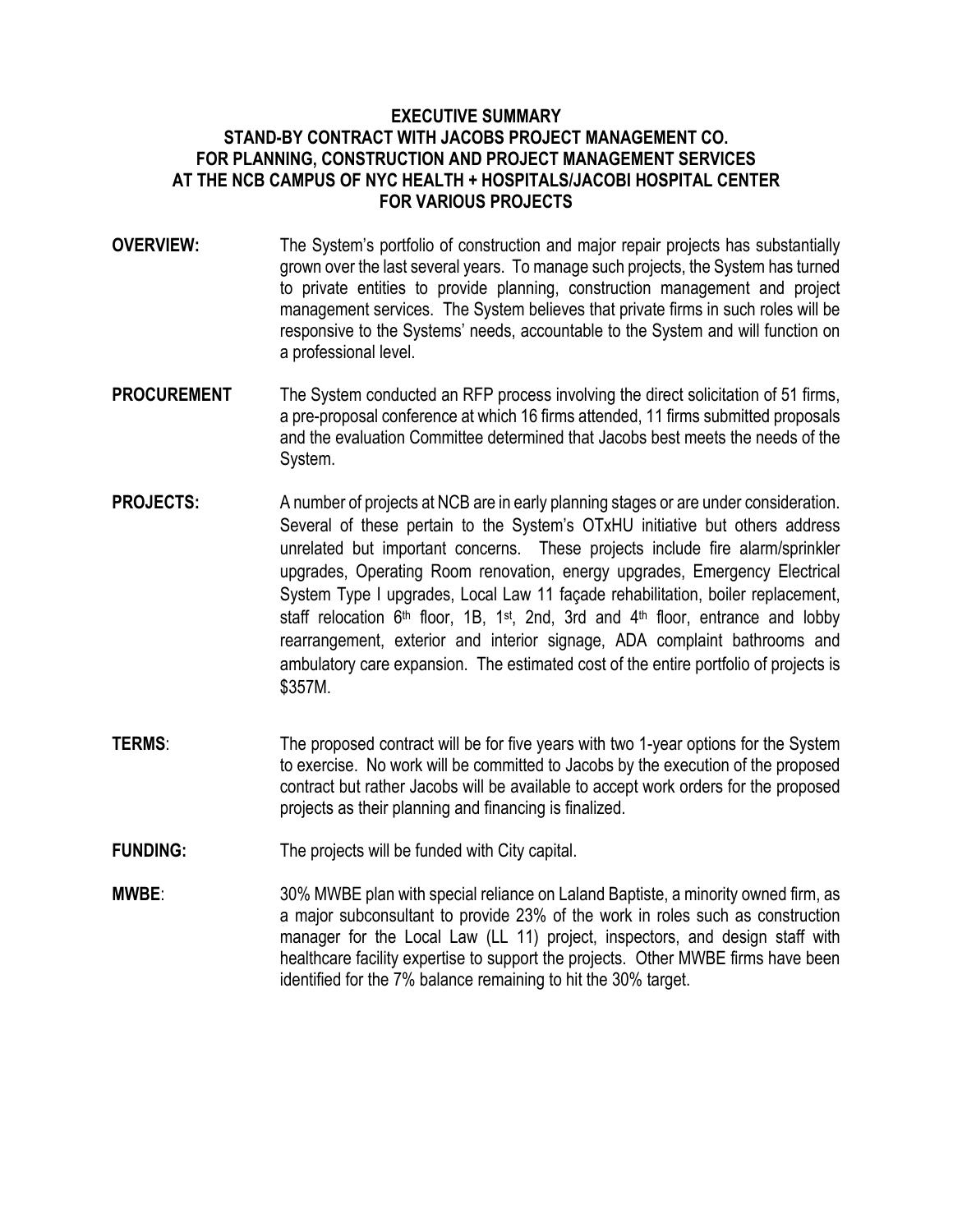# EXECUTIVE SUMMARY
## STAND-BY CONTRACT WITH JACOBS PROJECT MANAGEMENT CO. FOR PLANNING, CONSTRUCTION AND PROJECT MANAGEMENT SERVICES AT THE NCB CAMPUS OF NYC HEALTH + HOSPITALS/JACOBI HOSPITAL CENTER FOR VARIOUS PROJECTS

**OVERVIEW:** The System's portfolio of construction and major repair projects has substantially grown over the last several years. To manage such projects, the System has turned to private entities to provide planning, construction management and project management services. The System believes that private firms in such roles will be responsive to the Systems' needs, accountable to the System and will function on a professional level.

**PROCUREMENT** The System conducted an RFP process involving the direct solicitation of 51 firms, a pre-proposal conference at which 16 firms attended, 11 firms submitted proposals and the evaluation Committee determined that Jacobs best meets the needs of the System.

**PROJECTS:** A number of projects at NCB are in early planning stages or are under consideration. Several of these pertain to the System's OTxHU initiative but others address unrelated but important concerns. These projects include fire alarm/sprinkler upgrades, Operating Room renovation, energy upgrades, Emergency Electrical System Type I upgrades, Local Law 11 façade rehabilitation, boiler replacement, staff relocation 6th floor, 1B, 1st, 2nd, 3rd and 4th floor, entrance and lobby rearrangement, exterior and interior signage, ADA complaint bathrooms and ambulatory care expansion. The estimated cost of the entire portfolio of projects is $357M.

**TERMS**: The proposed contract will be for five years with two 1-year options for the System to exercise. No work will be committed to Jacobs by the execution of the proposed contract but rather Jacobs will be available to accept work orders for the proposed projects as their planning and financing is finalized.

**FUNDING:** The projects will be funded with City capital.

**MWBE**: 30% MWBE plan with special reliance on Laland Baptiste, a minority owned firm, as a major subconsultant to provide 23% of the work in roles such as construction manager for the Local Law (LL 11) project, inspectors, and design staff with healthcare facility expertise to support the projects. Other MWBE firms have been identified for the 7% balance remaining to hit the 30% target.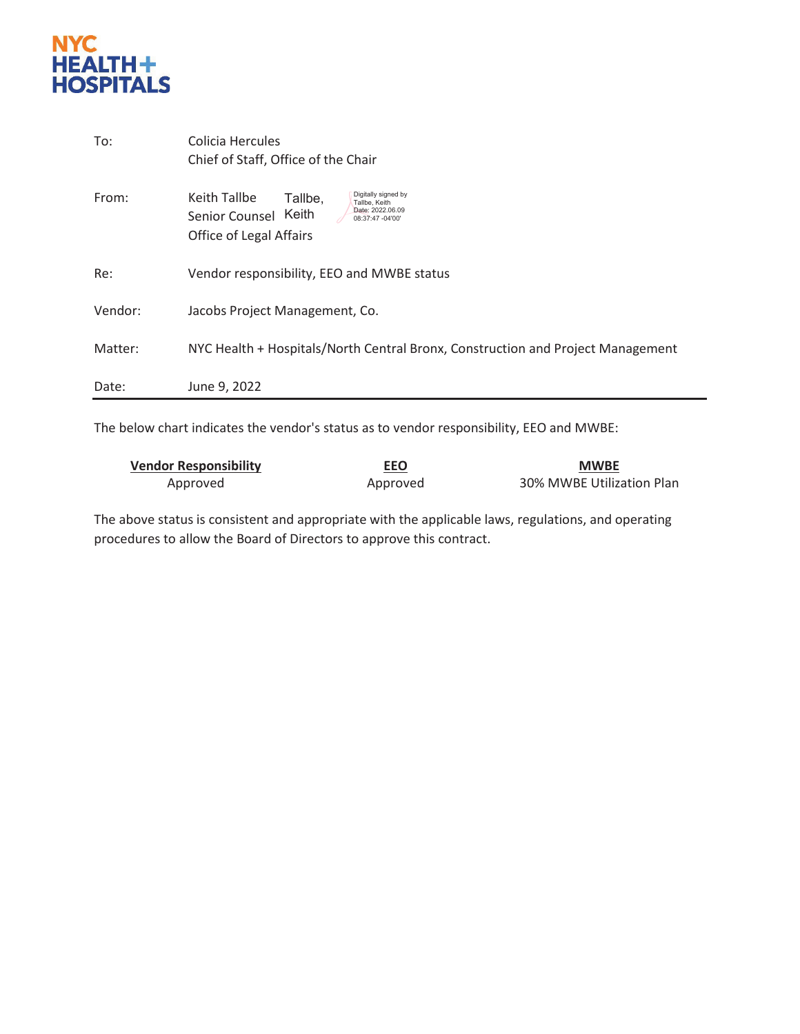**NYC HEALTH + HOSPITALS**

| | |
|---|---|
| To: | Colicia Hercules<br>Chief of Staff, Office of the Chair |
| From: | Keith Tallbe<br>Senior Counsel<br>Office of Legal Affairs |
| Re: | Vendor responsibility, EEO and MWBE status |
| Vendor: | Jacobs Project Management, Co. |
| Matter: | NYC Health + Hospitals/North Central Bronx, Construction and Project Management |
| Date: | June 9, 2022 |

Tallbe, Keith — Digitally signed by Tallbe, Keith Date: 2022.06.09 08:37:47 -04'00'

---

The below chart indicates the vendor's status as to vendor responsibility, EEO and MWBE:

| Vendor Responsibility | EEO | MWBE |
|---|---|---|
| Approved | Approved | 30% MWBE Utilization Plan |

The above status is consistent and appropriate with the applicable laws, regulations, and operating procedures to allow the Board of Directors to approve this contract.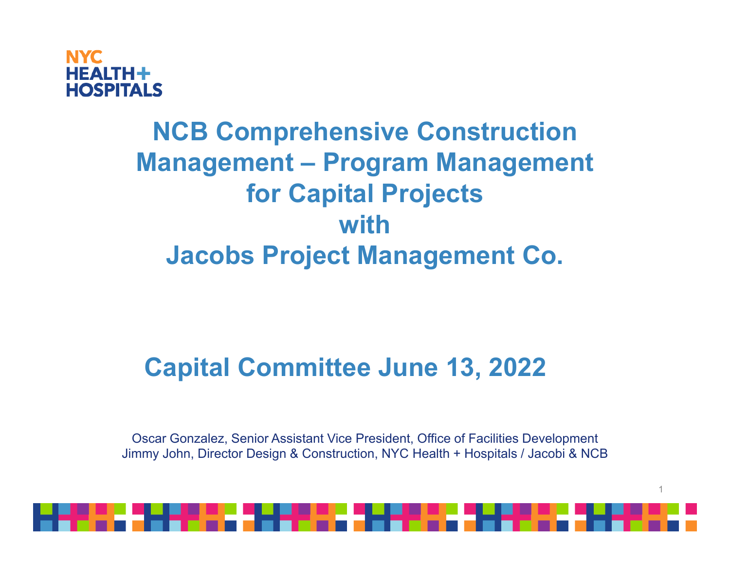NYC HEALTH+ HOSPITALS

# NCB Comprehensive Construction Management – Program Management for Capital Projects with Jacobs Project Management Co.

## Capital Committee June 13, 2022

Oscar Gonzalez, Senior Assistant Vice President, Office of Facilities Development
Jimmy John, Director Design & Construction, NYC Health + Hospitals / Jacobi & NCB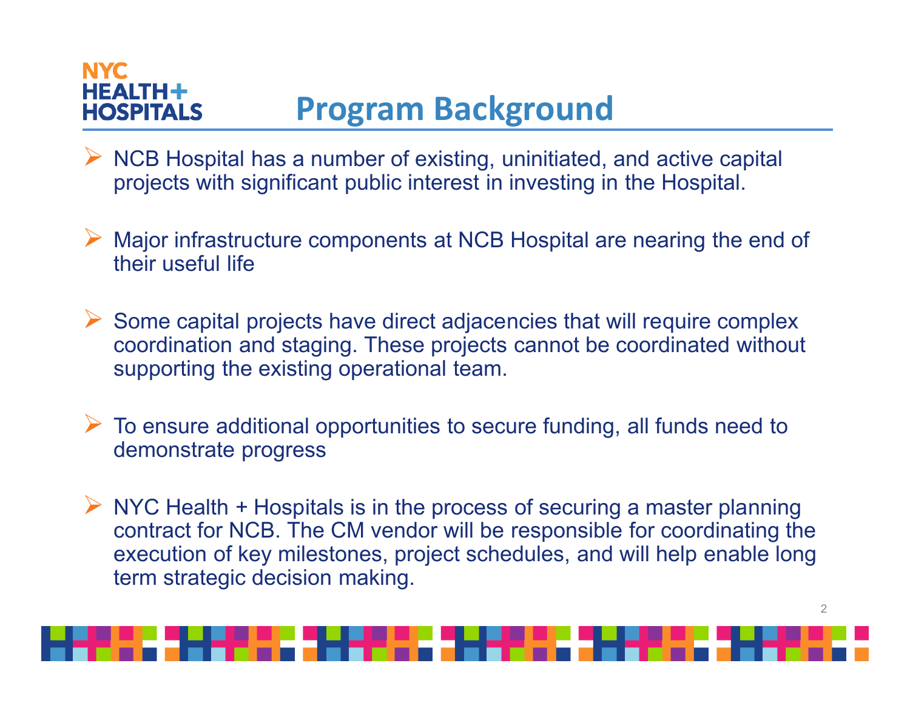NYC HEALTH+ HOSPITALS

# Program Background

- NCB Hospital has a number of existing, uninitiated, and active capital projects with significant public interest in investing in the Hospital.
- Major infrastructure components at NCB Hospital are nearing the end of their useful life
- Some capital projects have direct adjacencies that will require complex coordination and staging. These projects cannot be coordinated without supporting the existing operational team.
- To ensure additional opportunities to secure funding, all funds need to demonstrate progress
- NYC Health + Hospitals is in the process of securing a master planning contract for NCB. The CM vendor will be responsible for coordinating the execution of key milestones, project schedules, and will help enable long term strategic decision making.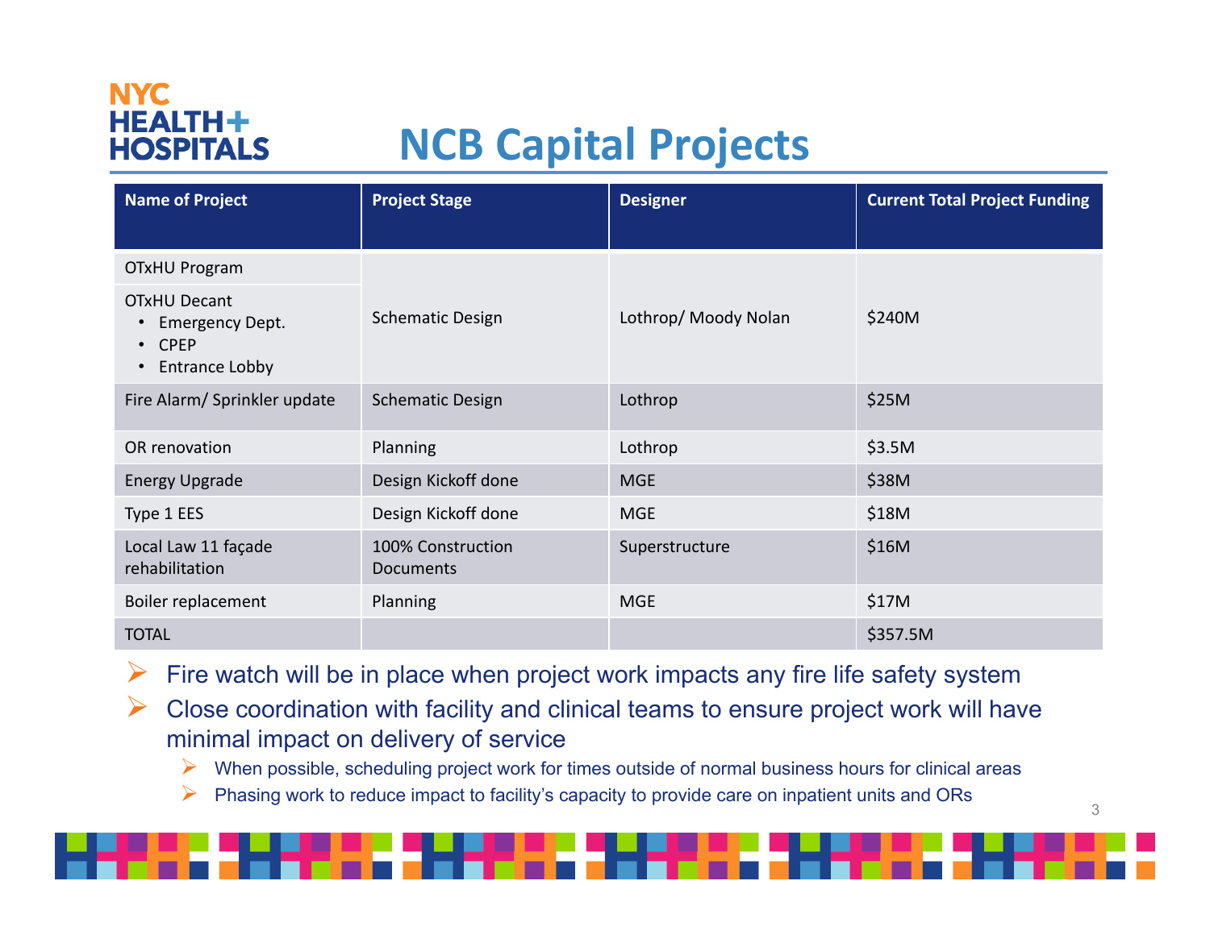# NCB Capital Projects

| Name of Project | Project Stage | Designer | Current Total Project Funding |
|---|---|---|---|
| OTxHU Program<br><br>OTxHU Decant<br>• Emergency Dept.<br>• CPEP<br>• Entrance Lobby | Schematic Design | Lothrop/ Moody Nolan | $240M |
| Fire Alarm/ Sprinkler update | Schematic Design | Lothrop | $25M |
| OR renovation | Planning | Lothrop | $3.5M |
| Energy Upgrade | Design Kickoff done | MGE | $38M |
| Type 1 EES | Design Kickoff done | MGE | $18M |
| Local Law 11 façade rehabilitation | 100% Construction Documents | Superstructure | $16M |
| Boiler replacement | Planning | MGE | $17M |
| TOTAL | | | $357.5M |

- Fire watch will be in place when project work impacts any fire life safety system
- Close coordination with facility and clinical teams to ensure project work will have minimal impact on delivery of service
  - When possible, scheduling project work for times outside of normal business hours for clinical areas
  - Phasing work to reduce impact to facility's capacity to provide care on inpatient units and ORs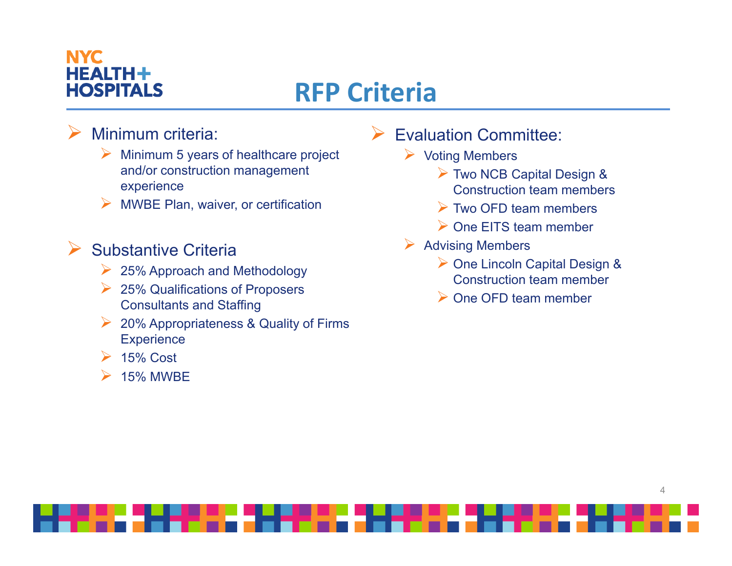# RFP Criteria

- Minimum criteria:
  - Minimum 5 years of healthcare project and/or construction management experience
  - MWBE Plan, waiver, or certification

- Substantive Criteria
  - 25% Approach and Methodology
  - 25% Qualifications of Proposers Consultants and Staffing
  - 20% Appropriateness & Quality of Firms Experience
  - 15% Cost
  - 15% MWBE

- Evaluation Committee:
  - Voting Members
    - Two NCB Capital Design & Construction team members
    - Two OFD team members
    - One EITS team member
  - Advising Members
    - One Lincoln Capital Design & Construction team member
    - One OFD team member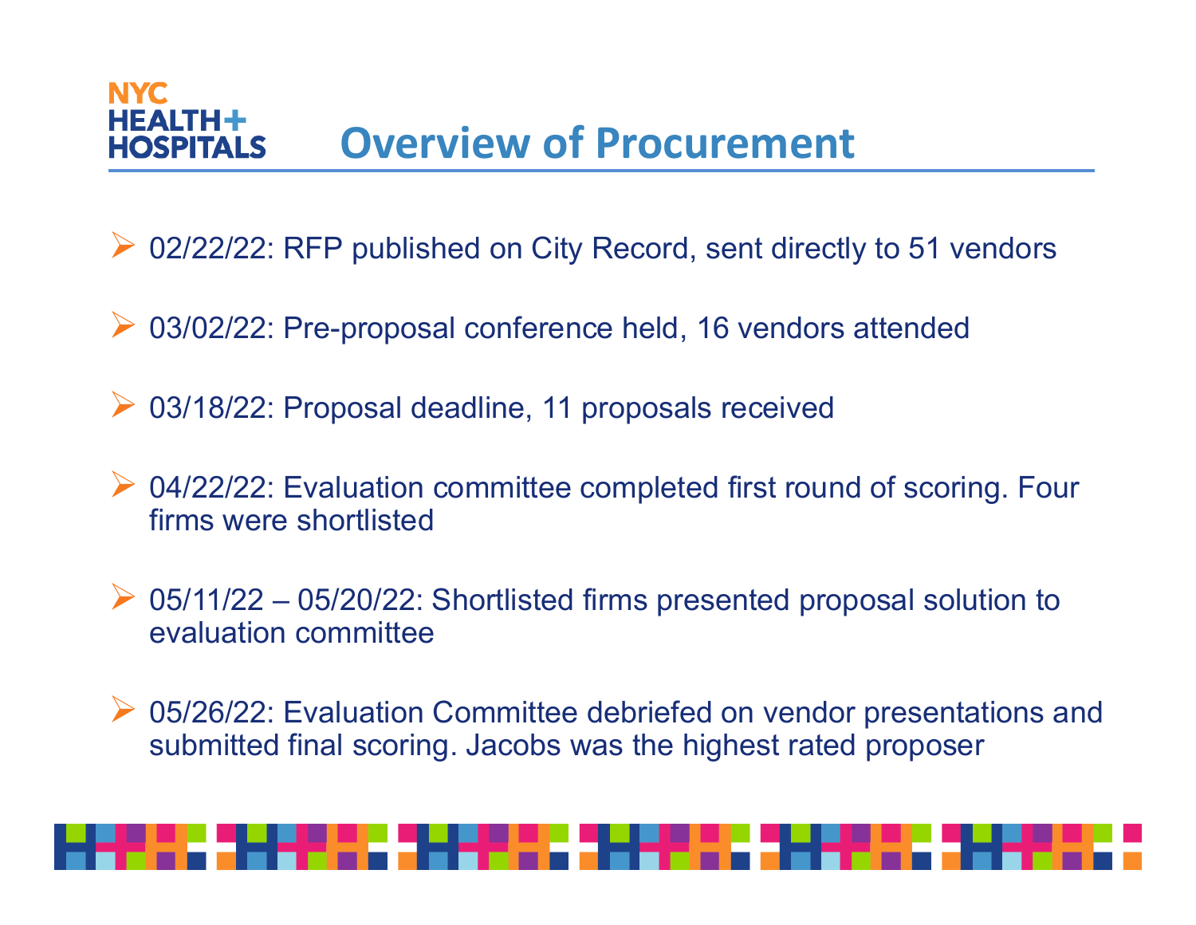# Overview of Procurement

- 02/22/22: RFP published on City Record, sent directly to 51 vendors
- 03/02/22: Pre-proposal conference held, 16 vendors attended
- 03/18/22: Proposal deadline, 11 proposals received
- 04/22/22: Evaluation committee completed first round of scoring. Four firms were shortlisted
- 05/11/22 – 05/20/22: Shortlisted firms presented proposal solution to evaluation committee
- 05/26/22: Evaluation Committee debriefed on vendor presentations and submitted final scoring. Jacobs was the highest rated proposer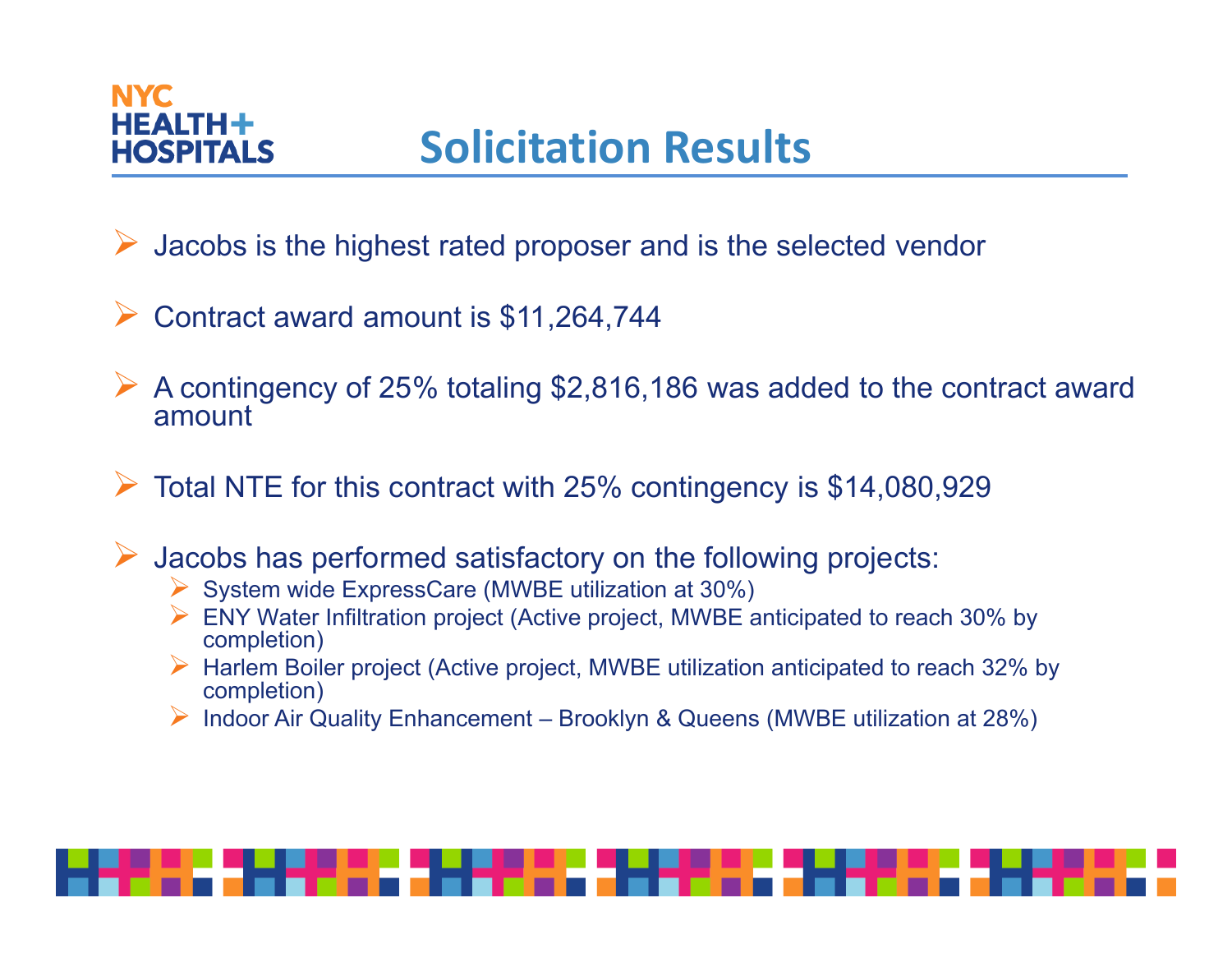# Solicitation Results

- Jacobs is the highest rated proposer and is the selected vendor
- Contract award amount is $11,264,744
- A contingency of 25% totaling $2,816,186 was added to the contract award amount
- Total NTE for this contract with 25% contingency is $14,080,929
- Jacobs has performed satisfactory on the following projects:
  - System wide ExpressCare (MWBE utilization at 30%)
  - ENY Water Infiltration project (Active project, MWBE anticipated to reach 30% by completion)
  - Harlem Boiler project (Active project, MWBE utilization anticipated to reach 32% by completion)
  - Indoor Air Quality Enhancement – Brooklyn & Queens (MWBE utilization at 28%)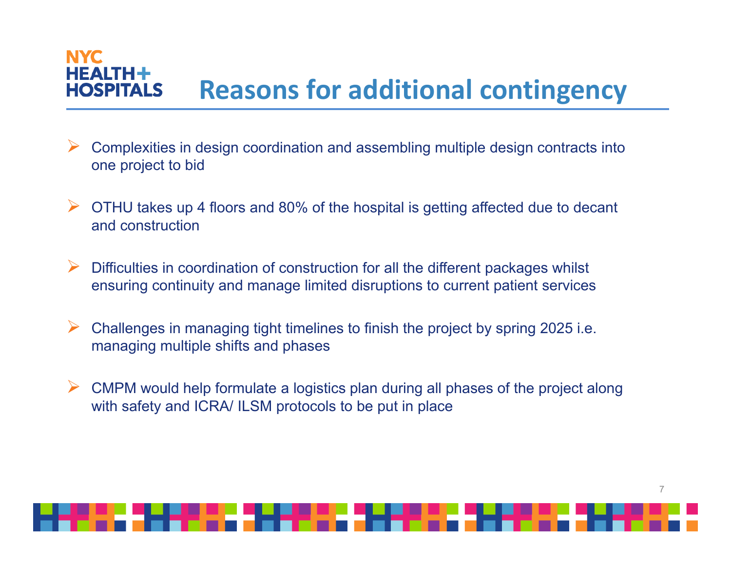# Reasons for additional contingency

- Complexities in design coordination and assembling multiple design contracts into one project to bid
- OTHU takes up 4 floors and 80% of the hospital is getting affected due to decant and construction
- Difficulties in coordination of construction for all the different packages whilst ensuring continuity and manage limited disruptions to current patient services
- Challenges in managing tight timelines to finish the project by spring 2025 i.e. managing multiple shifts and phases
- CMPM would help formulate a logistics plan during all phases of the project along with safety and ICRA/ ILSM protocols to be put in place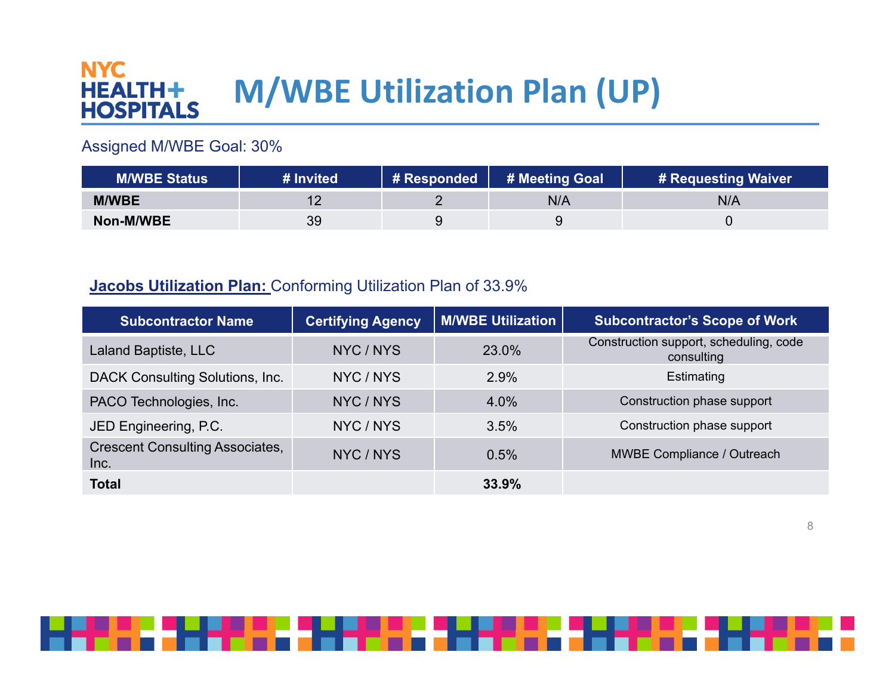# M/WBE Utilization Plan (UP)

Assigned M/WBE Goal: 30%

| M/WBE Status | # Invited | # Responded | # Meeting Goal | # Requesting Waiver |
|---|---|---|---|---|
| **M/WBE** | 12 | 2 | N/A | N/A |
| **Non-M/WBE** | 39 | 9 | 9 | 0 |

**Jacobs Utilization Plan:** Conforming Utilization Plan of 33.9%

| Subcontractor Name | Certifying Agency | M/WBE Utilization | Subcontractor's Scope of Work |
|---|---|---|---|
| Laland Baptiste, LLC | NYC / NYS | 23.0% | Construction support, scheduling, code consulting |
| DACK Consulting Solutions, Inc. | NYC / NYS | 2.9% | Estimating |
| PACO Technologies, Inc. | NYC / NYS | 4.0% | Construction phase support |
| JED Engineering, P.C. | NYC / NYS | 3.5% | Construction phase support |
| Crescent Consulting Associates, Inc. | NYC / NYS | 0.5% | MWBE Compliance / Outreach |
| **Total** | | **33.9%** | |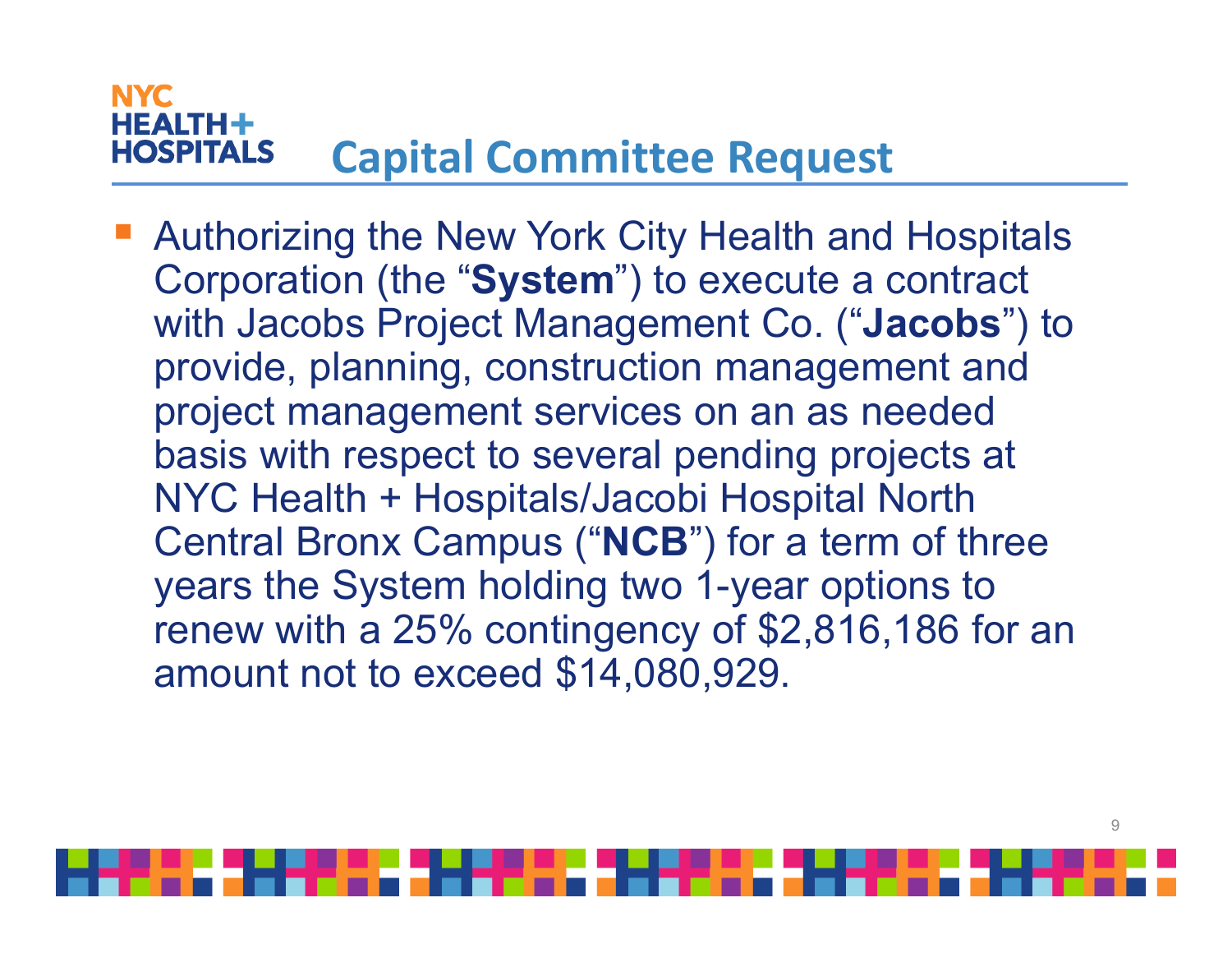# Capital Committee Request

- Authorizing the New York City Health and Hospitals Corporation (the "**System**") to execute a contract with Jacobs Project Management Co. ("**Jacobs**") to provide, planning, construction management and project management services on an as needed basis with respect to several pending projects at NYC Health + Hospitals/Jacobi Hospital North Central Bronx Campus ("**NCB**") for a term of three years the System holding two 1-year options to renew with a 25% contingency of $2,816,186 for an amount not to exceed $14,080,929.